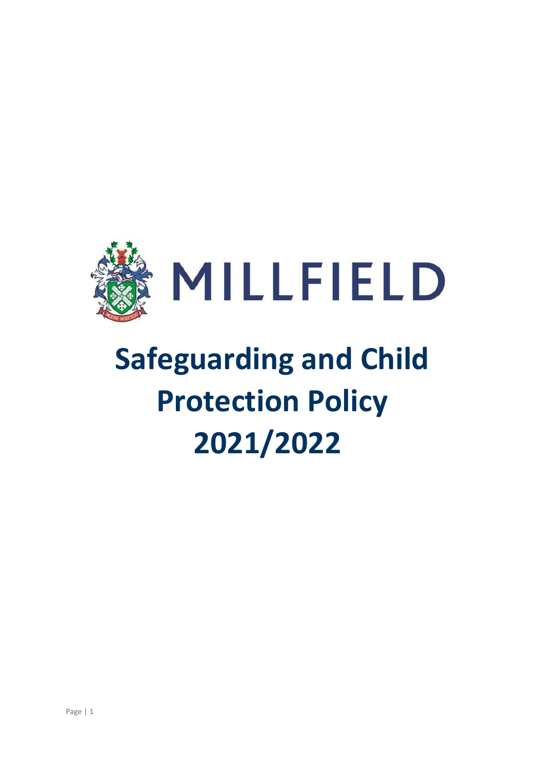MILLFIELD

# Safeguarding and Child Protection Policy 2021/2022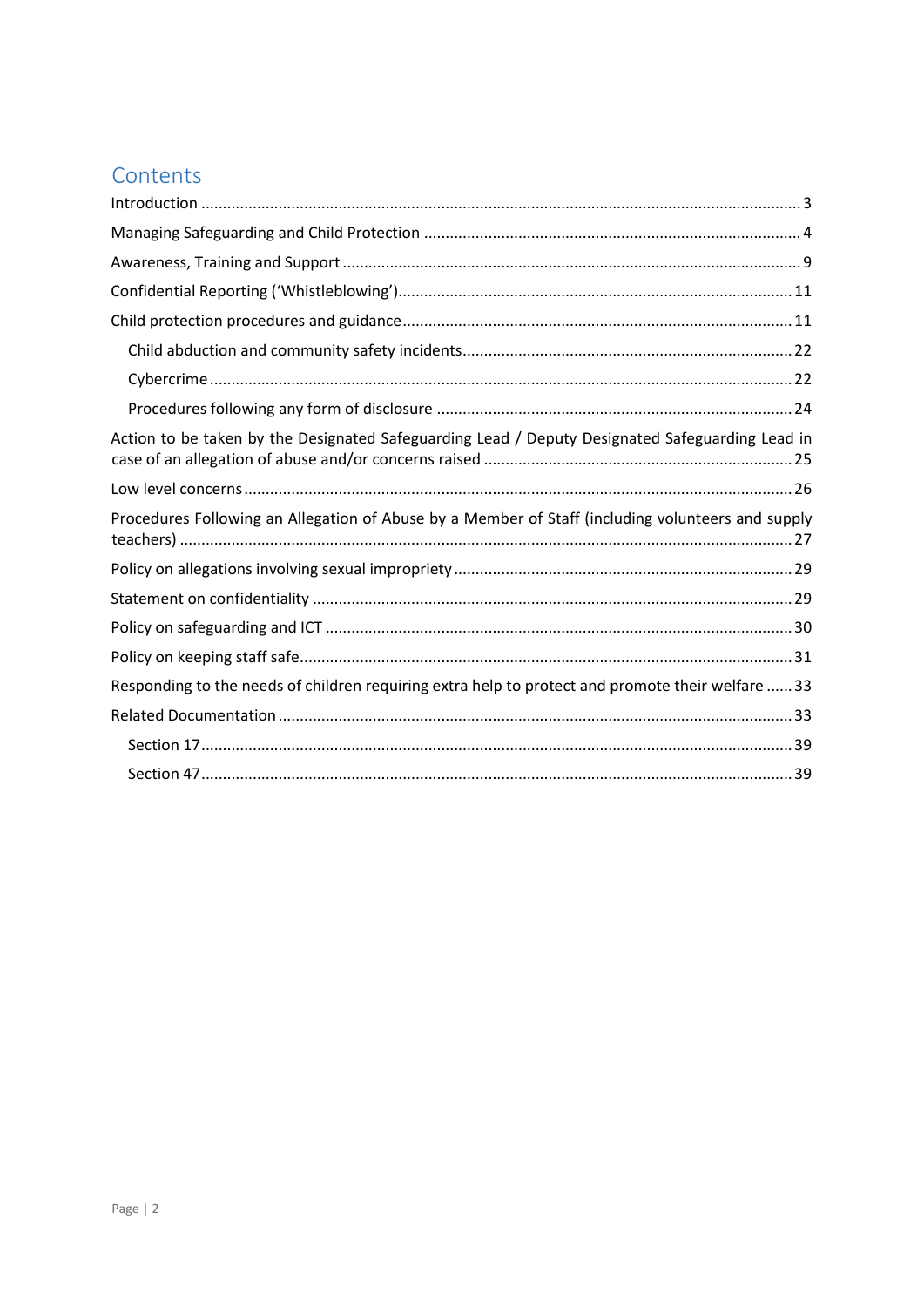# Contents

Introduction ........ 3

Managing Safeguarding and Child Protection ........ 4

Awareness, Training and Support ........ 9

Confidential Reporting ('Whistleblowing') ........ 11

Child protection procedures and guidance ........ 11

- Child abduction and community safety incidents ........ 22
- Cybercrime ........ 22
- Procedures following any form of disclosure ........ 24

Action to be taken by the Designated Safeguarding Lead / Deputy Designated Safeguarding Lead in case of an allegation of abuse and/or concerns raised ........ 25

Low level concerns ........ 26

Procedures Following an Allegation of Abuse by a Member of Staff (including volunteers and supply teachers) ........ 27

Policy on allegations involving sexual impropriety ........ 29

Statement on confidentiality ........ 29

Policy on safeguarding and ICT ........ 30

Policy on keeping staff safe ........ 31

Responding to the needs of children requiring extra help to protect and promote their welfare ........ 33

Related Documentation ........ 33

- Section 17 ........ 39
- Section 47 ........ 39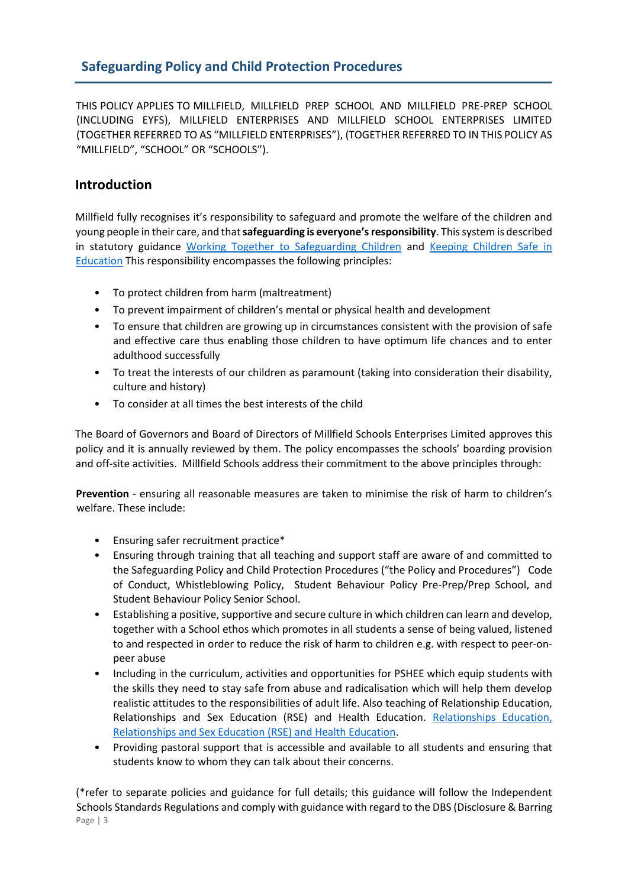## Safeguarding Policy and Child Protection Procedures

THIS POLICY APPLIES TO MILLFIELD, MILLFIELD PREP SCHOOL AND MILLFIELD PRE-PREP SCHOOL (INCLUDING EYFS), MILLFIELD ENTERPRISES AND MILLFIELD SCHOOL ENTERPRISES LIMITED (TOGETHER REFERRED TO AS "MILLFIELD ENTERPRISES"), (TOGETHER REFERRED TO IN THIS POLICY AS "MILLFIELD", "SCHOOL" OR "SCHOOLS").

## Introduction

Millfield fully recognises it's responsibility to safeguard and promote the welfare of the children and young people in their care, and that **safeguarding is everyone's responsibility**. This system is described in statutory guidance Working Together to Safeguarding Children and Keeping Children Safe in Education This responsibility encompasses the following principles:

- To protect children from harm (maltreatment)
- To prevent impairment of children's mental or physical health and development
- To ensure that children are growing up in circumstances consistent with the provision of safe and effective care thus enabling those children to have optimum life chances and to enter adulthood successfully
- To treat the interests of our children as paramount (taking into consideration their disability, culture and history)
- To consider at all times the best interests of the child

The Board of Governors and Board of Directors of Millfield Schools Enterprises Limited approves this policy and it is annually reviewed by them. The policy encompasses the schools' boarding provision and off-site activities. Millfield Schools address their commitment to the above principles through:

**Prevention** - ensuring all reasonable measures are taken to minimise the risk of harm to children's welfare. These include:

- Ensuring safer recruitment practice*
- Ensuring through training that all teaching and support staff are aware of and committed to the Safeguarding Policy and Child Protection Procedures ("the Policy and Procedures") Code of Conduct, Whistleblowing Policy, Student Behaviour Policy Pre-Prep/Prep School, and Student Behaviour Policy Senior School.
- Establishing a positive, supportive and secure culture in which children can learn and develop, together with a School ethos which promotes in all students a sense of being valued, listened to and respected in order to reduce the risk of harm to children e.g. with respect to peer-on-peer abuse
- Including in the curriculum, activities and opportunities for PSHEE which equip students with the skills they need to stay safe from abuse and radicalisation which will help them develop realistic attitudes to the responsibilities of adult life. Also teaching of Relationship Education, Relationships and Sex Education (RSE) and Health Education. Relationships Education, Relationships and Sex Education (RSE) and Health Education.
- Providing pastoral support that is accessible and available to all students and ensuring that students know to whom they can talk about their concerns.

(*refer to separate policies and guidance for full details; this guidance will follow the Independent Schools Standards Regulations and comply with guidance with regard to the DBS (Disclosure & Barring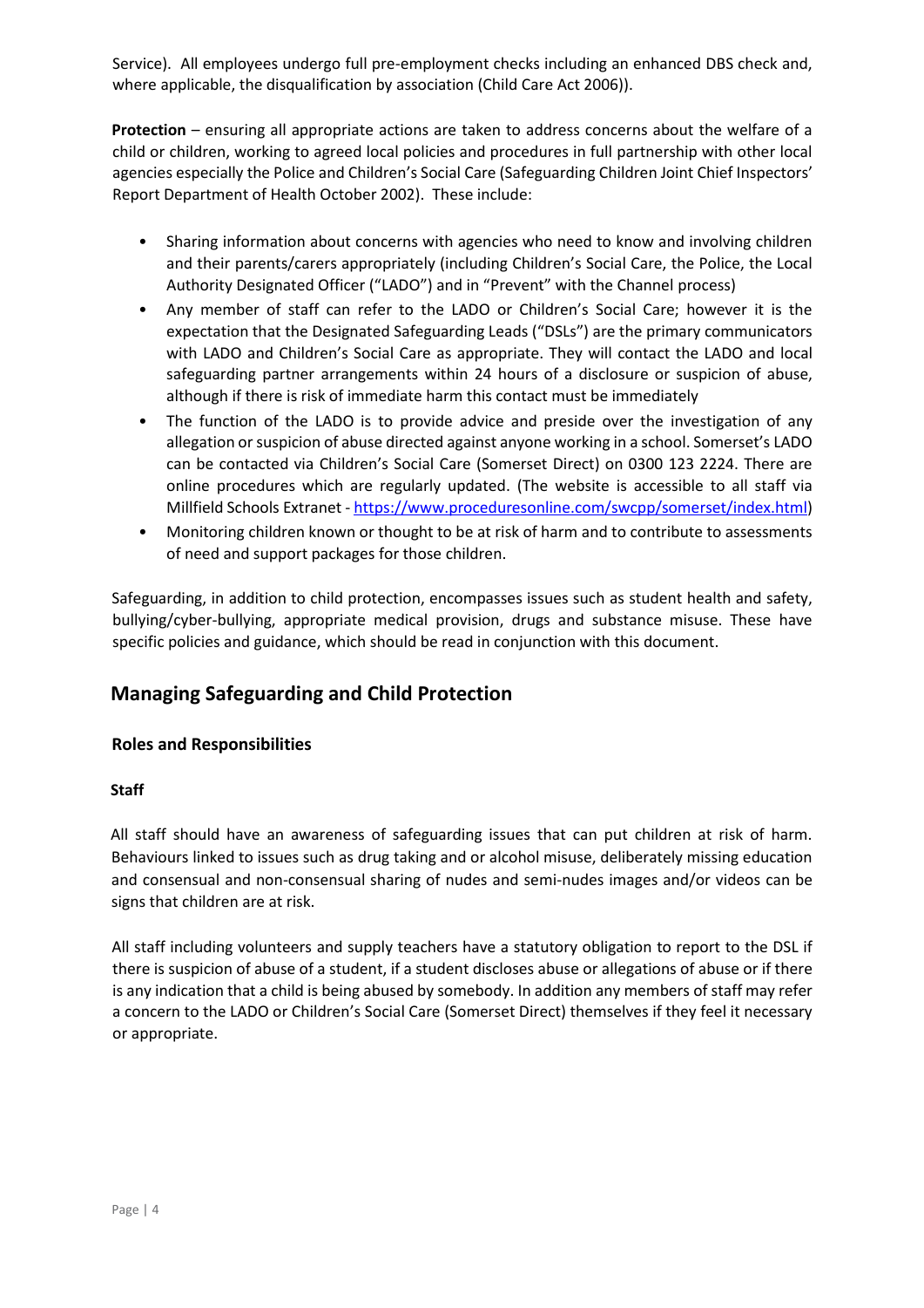Service). All employees undergo full pre-employment checks including an enhanced DBS check and, where applicable, the disqualification by association (Child Care Act 2006)).

**Protection** – ensuring all appropriate actions are taken to address concerns about the welfare of a child or children, working to agreed local policies and procedures in full partnership with other local agencies especially the Police and Children's Social Care (Safeguarding Children Joint Chief Inspectors' Report Department of Health October 2002). These include:

- Sharing information about concerns with agencies who need to know and involving children and their parents/carers appropriately (including Children's Social Care, the Police, the Local Authority Designated Officer ("LADO") and in "Prevent" with the Channel process)
- Any member of staff can refer to the LADO or Children's Social Care; however it is the expectation that the Designated Safeguarding Leads ("DSLs") are the primary communicators with LADO and Children's Social Care as appropriate. They will contact the LADO and local safeguarding partner arrangements within 24 hours of a disclosure or suspicion of abuse, although if there is risk of immediate harm this contact must be immediately
- The function of the LADO is to provide advice and preside over the investigation of any allegation or suspicion of abuse directed against anyone working in a school. Somerset's LADO can be contacted via Children's Social Care (Somerset Direct) on 0300 123 2224. There are online procedures which are regularly updated. (The website is accessible to all staff via Millfield Schools Extranet - https://www.proceduresonline.com/swcpp/somerset/index.html)
- Monitoring children known or thought to be at risk of harm and to contribute to assessments of need and support packages for those children.

Safeguarding, in addition to child protection, encompasses issues such as student health and safety, bullying/cyber-bullying, appropriate medical provision, drugs and substance misuse. These have specific policies and guidance, which should be read in conjunction with this document.

## Managing Safeguarding and Child Protection

### Roles and Responsibilities

#### Staff

All staff should have an awareness of safeguarding issues that can put children at risk of harm. Behaviours linked to issues such as drug taking and or alcohol misuse, deliberately missing education and consensual and non-consensual sharing of nudes and semi-nudes images and/or videos can be signs that children are at risk.

All staff including volunteers and supply teachers have a statutory obligation to report to the DSL if there is suspicion of abuse of a student, if a student discloses abuse or allegations of abuse or if there is any indication that a child is being abused by somebody. In addition any members of staff may refer a concern to the LADO or Children's Social Care (Somerset Direct) themselves if they feel it necessary or appropriate.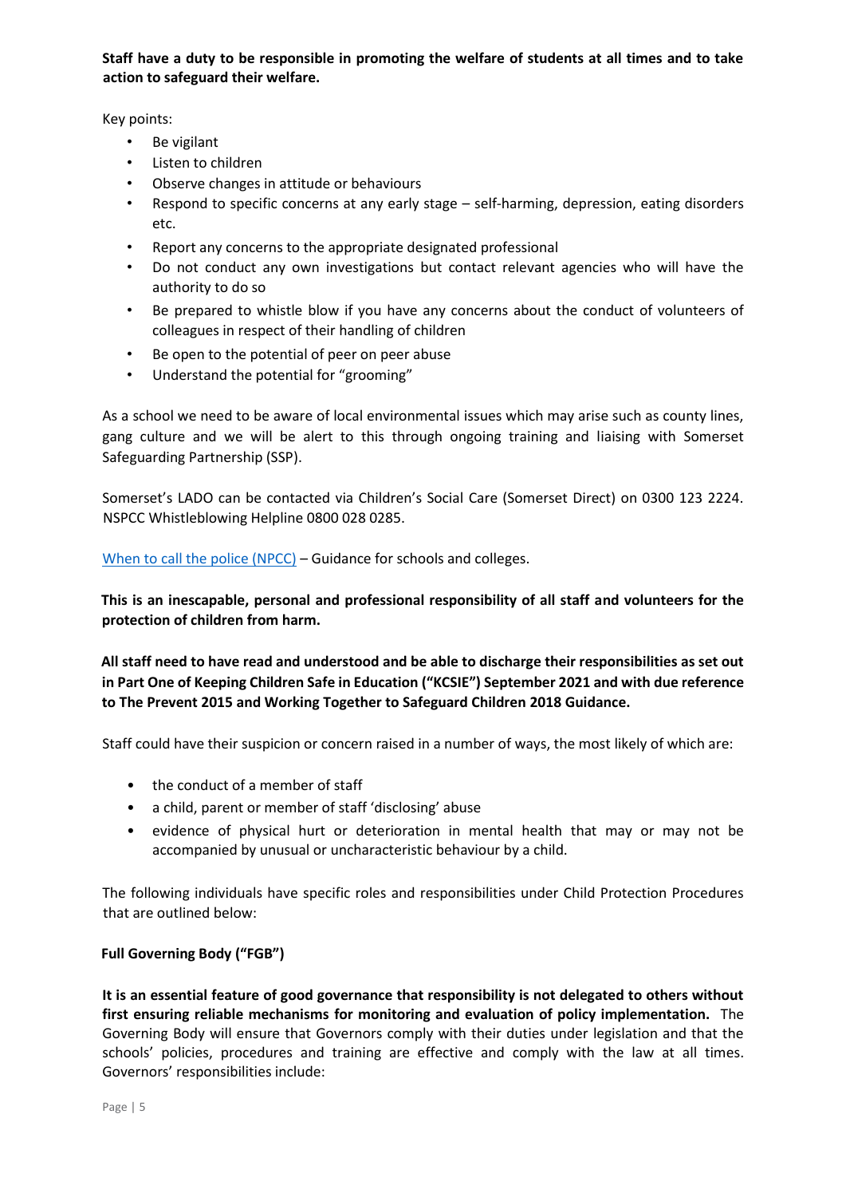**Staff have a duty to be responsible in promoting the welfare of students at all times and to take action to safeguard their welfare.**

Key points:

- Be vigilant
- Listen to children
- Observe changes in attitude or behaviours
- Respond to specific concerns at any early stage – self-harming, depression, eating disorders etc.
- Report any concerns to the appropriate designated professional
- Do not conduct any own investigations but contact relevant agencies who will have the authority to do so
- Be prepared to whistle blow if you have any concerns about the conduct of volunteers of colleagues in respect of their handling of children
- Be open to the potential of peer on peer abuse
- Understand the potential for "grooming"

As a school we need to be aware of local environmental issues which may arise such as county lines, gang culture and we will be alert to this through ongoing training and liaising with Somerset Safeguarding Partnership (SSP).

Somerset's LADO can be contacted via Children's Social Care (Somerset Direct) on 0300 123 2224. NSPCC Whistleblowing Helpline 0800 028 0285.

When to call the police (NPCC) – Guidance for schools and colleges.

**This is an inescapable, personal and professional responsibility of all staff and volunteers for the protection of children from harm.**

**All staff need to have read and understood and be able to discharge their responsibilities as set out in Part One of Keeping Children Safe in Education ("KCSIE") September 2021 and with due reference to The Prevent 2015 and Working Together to Safeguard Children 2018 Guidance.**

Staff could have their suspicion or concern raised in a number of ways, the most likely of which are:

- the conduct of a member of staff
- a child, parent or member of staff 'disclosing' abuse
- evidence of physical hurt or deterioration in mental health that may or may not be accompanied by unusual or uncharacteristic behaviour by a child.

The following individuals have specific roles and responsibilities under Child Protection Procedures that are outlined below:

**Full Governing Body ("FGB")**

**It is an essential feature of good governance that responsibility is not delegated to others without first ensuring reliable mechanisms for monitoring and evaluation of policy implementation.** The Governing Body will ensure that Governors comply with their duties under legislation and that the schools' policies, procedures and training are effective and comply with the law at all times. Governors' responsibilities include: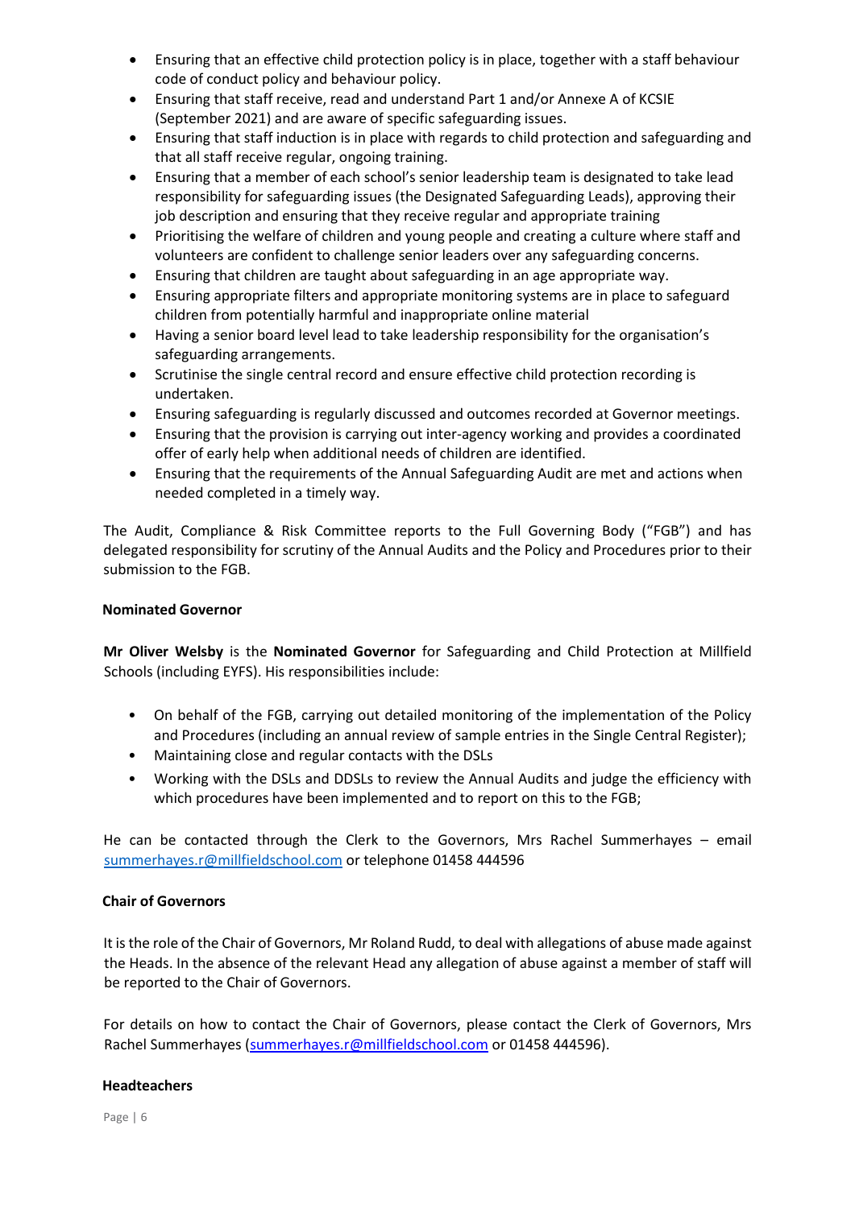- Ensuring that an effective child protection policy is in place, together with a staff behaviour code of conduct policy and behaviour policy.
- Ensuring that staff receive, read and understand Part 1 and/or Annexe A of KCSIE (September 2021) and are aware of specific safeguarding issues.
- Ensuring that staff induction is in place with regards to child protection and safeguarding and that all staff receive regular, ongoing training.
- Ensuring that a member of each school's senior leadership team is designated to take lead responsibility for safeguarding issues (the Designated Safeguarding Leads), approving their job description and ensuring that they receive regular and appropriate training
- Prioritising the welfare of children and young people and creating a culture where staff and volunteers are confident to challenge senior leaders over any safeguarding concerns.
- Ensuring that children are taught about safeguarding in an age appropriate way.
- Ensuring appropriate filters and appropriate monitoring systems are in place to safeguard children from potentially harmful and inappropriate online material
- Having a senior board level lead to take leadership responsibility for the organisation's safeguarding arrangements.
- Scrutinise the single central record and ensure effective child protection recording is undertaken.
- Ensuring safeguarding is regularly discussed and outcomes recorded at Governor meetings.
- Ensuring that the provision is carrying out inter-agency working and provides a coordinated offer of early help when additional needs of children are identified.
- Ensuring that the requirements of the Annual Safeguarding Audit are met and actions when needed completed in a timely way.

The Audit, Compliance & Risk Committee reports to the Full Governing Body ("FGB") and has delegated responsibility for scrutiny of the Annual Audits and the Policy and Procedures prior to their submission to the FGB.

**Nominated Governor**

**Mr Oliver Welsby** is the **Nominated Governor** for Safeguarding and Child Protection at Millfield Schools (including EYFS). His responsibilities include:

- On behalf of the FGB, carrying out detailed monitoring of the implementation of the Policy and Procedures (including an annual review of sample entries in the Single Central Register);
- Maintaining close and regular contacts with the DSLs
- Working with the DSLs and DDSLs to review the Annual Audits and judge the efficiency with which procedures have been implemented and to report on this to the FGB;

He can be contacted through the Clerk to the Governors, Mrs Rachel Summerhayes – email summerhayes.r@millfieldschool.com or telephone 01458 444596

**Chair of Governors**

It is the role of the Chair of Governors, Mr Roland Rudd, to deal with allegations of abuse made against the Heads. In the absence of the relevant Head any allegation of abuse against a member of staff will be reported to the Chair of Governors.

For details on how to contact the Chair of Governors, please contact the Clerk of Governors, Mrs Rachel Summerhayes (summerhayes.r@millfieldschool.com or 01458 444596).

**Headteachers**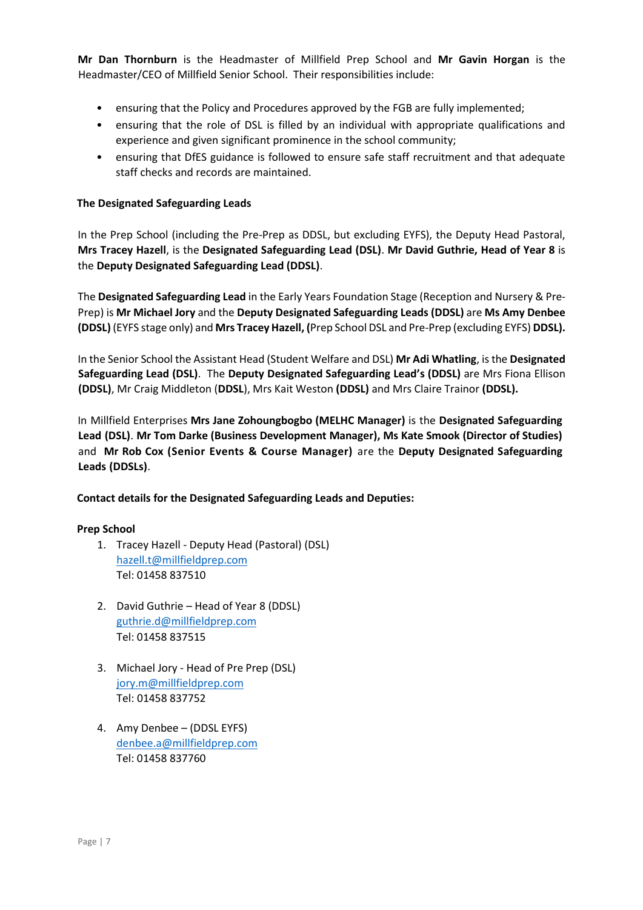**Mr Dan Thornburn** is the Headmaster of Millfield Prep School and **Mr Gavin Horgan** is the Headmaster/CEO of Millfield Senior School. Their responsibilities include:

- ensuring that the Policy and Procedures approved by the FGB are fully implemented;
- ensuring that the role of DSL is filled by an individual with appropriate qualifications and experience and given significant prominence in the school community;
- ensuring that DfES guidance is followed to ensure safe staff recruitment and that adequate staff checks and records are maintained.

**The Designated Safeguarding Leads**

In the Prep School (including the Pre-Prep as DDSL, but excluding EYFS), the Deputy Head Pastoral, **Mrs Tracey Hazell**, is the **Designated Safeguarding Lead (DSL)**. **Mr David Guthrie, Head of Year 8** is the **Deputy Designated Safeguarding Lead (DDSL)**.

The **Designated Safeguarding Lead** in the Early Years Foundation Stage (Reception and Nursery & Pre-Prep) is **Mr Michael Jory** and the **Deputy Designated Safeguarding Leads (DDSL)** are **Ms Amy Denbee (DDSL)** (EYFS stage only) and **Mrs Tracey Hazell, (**Prep School DSL and Pre-Prep (excluding EYFS) **DDSL).**

In the Senior School the Assistant Head (Student Welfare and DSL) **Mr Adi Whatling**, is the **Designated Safeguarding Lead (DSL)**. The **Deputy Designated Safeguarding Lead's (DDSL)** are Mrs Fiona Ellison **(DDSL)**, Mr Craig Middleton (**DDSL**), Mrs Kait Weston **(DDSL)** and Mrs Claire Trainor **(DDSL).**

In Millfield Enterprises **Mrs Jane Zohoungbogbo (MELHC Manager)** is the **Designated Safeguarding Lead (DSL)**. **Mr Tom Darke (Business Development Manager), Ms Kate Smook (Director of Studies)** and **Mr Rob Cox (Senior Events & Course Manager)** are the **Deputy Designated Safeguarding Leads (DDSLs)**.

**Contact details for the Designated Safeguarding Leads and Deputies:**

**Prep School**

1. Tracey Hazell - Deputy Head (Pastoral) (DSL)
   hazell.t@millfieldprep.com
   Tel: 01458 837510

2. David Guthrie – Head of Year 8 (DDSL)
   guthrie.d@millfieldprep.com
   Tel: 01458 837515

3. Michael Jory - Head of Pre Prep (DSL)
   jory.m@millfieldprep.com
   Tel: 01458 837752

4. Amy Denbee – (DDSL EYFS)
   denbee.a@millfieldprep.com
   Tel: 01458 837760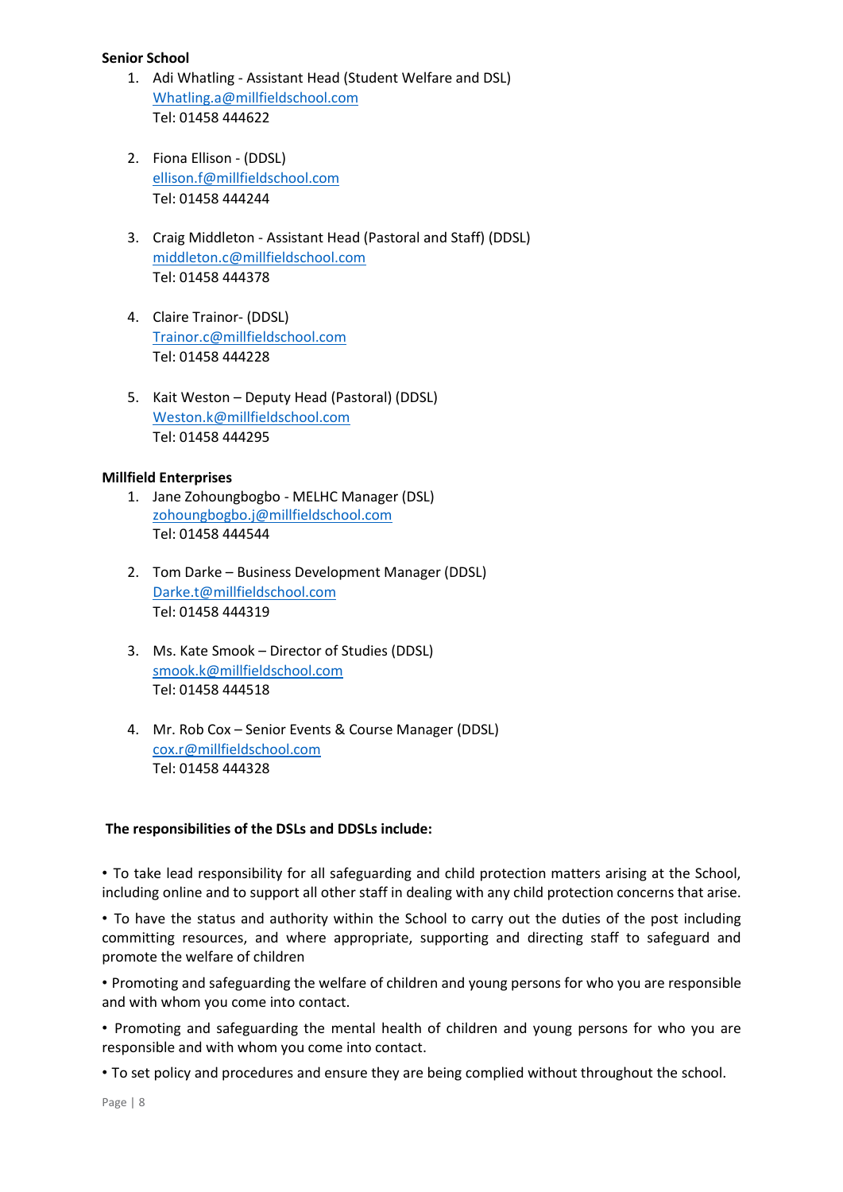**Senior School**

1. Adi Whatling - Assistant Head (Student Welfare and DSL)
   Whatling.a@millfieldschool.com
   Tel: 01458 444622

2. Fiona Ellison - (DDSL)
   ellison.f@millfieldschool.com
   Tel: 01458 444244

3. Craig Middleton - Assistant Head (Pastoral and Staff) (DDSL)
   middleton.c@millfieldschool.com
   Tel: 01458 444378

4. Claire Trainor- (DDSL)
   Trainor.c@millfieldschool.com
   Tel: 01458 444228

5. Kait Weston – Deputy Head (Pastoral) (DDSL)
   Weston.k@millfieldschool.com
   Tel: 01458 444295

**Millfield Enterprises**

1. Jane Zohoungbogbo - MELHC Manager (DSL)
   zohoungbogbo.j@millfieldschool.com
   Tel: 01458 444544

2. Tom Darke – Business Development Manager (DDSL)
   Darke.t@millfieldschool.com
   Tel: 01458 444319

3. Ms. Kate Smook – Director of Studies (DDSL)
   smook.k@millfieldschool.com
   Tel: 01458 444518

4. Mr. Rob Cox – Senior Events & Course Manager (DDSL)
   cox.r@millfieldschool.com
   Tel: 01458 444328

**The responsibilities of the DSLs and DDSLs include:**

• To take lead responsibility for all safeguarding and child protection matters arising at the School, including online and to support all other staff in dealing with any child protection concerns that arise.

• To have the status and authority within the School to carry out the duties of the post including committing resources, and where appropriate, supporting and directing staff to safeguard and promote the welfare of children

• Promoting and safeguarding the welfare of children and young persons for who you are responsible and with whom you come into contact.

• Promoting and safeguarding the mental health of children and young persons for who you are responsible and with whom you come into contact.

• To set policy and procedures and ensure they are being complied without throughout the school.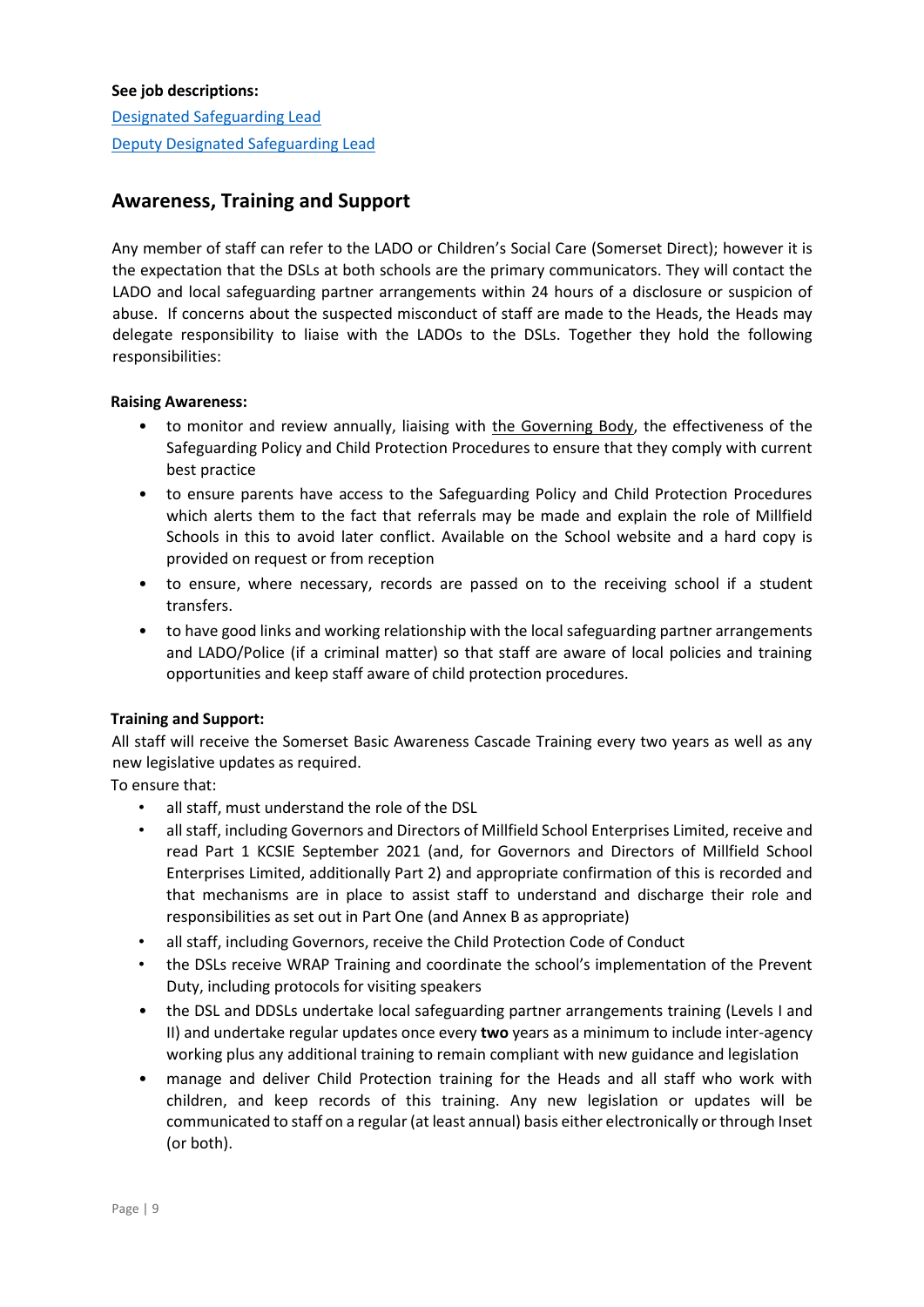**See job descriptions:**

Designated Safeguarding Lead

Deputy Designated Safeguarding Lead

## Awareness, Training and Support

Any member of staff can refer to the LADO or Children's Social Care (Somerset Direct); however it is the expectation that the DSLs at both schools are the primary communicators. They will contact the LADO and local safeguarding partner arrangements within 24 hours of a disclosure or suspicion of abuse. If concerns about the suspected misconduct of staff are made to the Heads, the Heads may delegate responsibility to liaise with the LADOs to the DSLs. Together they hold the following responsibilities:

**Raising Awareness:**

- to monitor and review annually, liaising with the Governing Body, the effectiveness of the Safeguarding Policy and Child Protection Procedures to ensure that they comply with current best practice
- to ensure parents have access to the Safeguarding Policy and Child Protection Procedures which alerts them to the fact that referrals may be made and explain the role of Millfield Schools in this to avoid later conflict. Available on the School website and a hard copy is provided on request or from reception
- to ensure, where necessary, records are passed on to the receiving school if a student transfers.
- to have good links and working relationship with the local safeguarding partner arrangements and LADO/Police (if a criminal matter) so that staff are aware of local policies and training opportunities and keep staff aware of child protection procedures.

**Training and Support:**

All staff will receive the Somerset Basic Awareness Cascade Training every two years as well as any new legislative updates as required.

To ensure that:

- all staff, must understand the role of the DSL
- all staff, including Governors and Directors of Millfield School Enterprises Limited, receive and read Part 1 KCSIE September 2021 (and, for Governors and Directors of Millfield School Enterprises Limited, additionally Part 2) and appropriate confirmation of this is recorded and that mechanisms are in place to assist staff to understand and discharge their role and responsibilities as set out in Part One (and Annex B as appropriate)
- all staff, including Governors, receive the Child Protection Code of Conduct
- the DSLs receive WRAP Training and coordinate the school's implementation of the Prevent Duty, including protocols for visiting speakers
- the DSL and DDSLs undertake local safeguarding partner arrangements training (Levels I and II) and undertake regular updates once every **two** years as a minimum to include inter-agency working plus any additional training to remain compliant with new guidance and legislation
- manage and deliver Child Protection training for the Heads and all staff who work with children, and keep records of this training. Any new legislation or updates will be communicated to staff on a regular (at least annual) basis either electronically or through Inset (or both).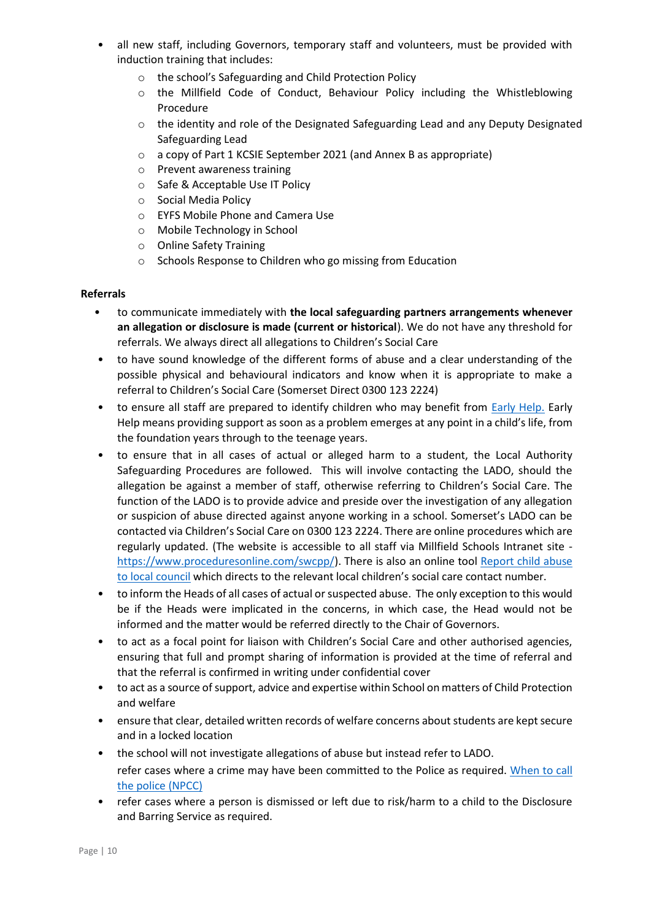- all new staff, including Governors, temporary staff and volunteers, must be provided with induction training that includes:
    - the school's Safeguarding and Child Protection Policy
    - the Millfield Code of Conduct, Behaviour Policy including the Whistleblowing Procedure
    - the identity and role of the Designated Safeguarding Lead and any Deputy Designated Safeguarding Lead
    - a copy of Part 1 KCSIE September 2021 (and Annex B as appropriate)
    - Prevent awareness training
    - Safe & Acceptable Use IT Policy
    - Social Media Policy
    - EYFS Mobile Phone and Camera Use
    - Mobile Technology in School
    - Online Safety Training
    - Schools Response to Children who go missing from Education

**Referrals**

- to communicate immediately with **the local safeguarding partners arrangements whenever an allegation or disclosure is made (current or historical)**. We do not have any threshold for referrals. We always direct all allegations to Children's Social Care
- to have sound knowledge of the different forms of abuse and a clear understanding of the possible physical and behavioural indicators and know when it is appropriate to make a referral to Children's Social Care (Somerset Direct 0300 123 2224)
- to ensure all staff are prepared to identify children who may benefit from Early Help. Early Help means providing support as soon as a problem emerges at any point in a child's life, from the foundation years through to the teenage years.
- to ensure that in all cases of actual or alleged harm to a student, the Local Authority Safeguarding Procedures are followed. This will involve contacting the LADO, should the allegation be against a member of staff, otherwise referring to Children's Social Care. The function of the LADO is to provide advice and preside over the investigation of any allegation or suspicion of abuse directed against anyone working in a school. Somerset's LADO can be contacted via Children's Social Care on 0300 123 2224. There are online procedures which are regularly updated. (The website is accessible to all staff via Millfield Schools Intranet site - https://www.proceduresonline.com/swcpp/). There is also an online tool Report child abuse to local council which directs to the relevant local children's social care contact number.
- to inform the Heads of all cases of actual or suspected abuse. The only exception to this would be if the Heads were implicated in the concerns, in which case, the Head would not be informed and the matter would be referred directly to the Chair of Governors.
- to act as a focal point for liaison with Children's Social Care and other authorised agencies, ensuring that full and prompt sharing of information is provided at the time of referral and that the referral is confirmed in writing under confidential cover
- to act as a source of support, advice and expertise within School on matters of Child Protection and welfare
- ensure that clear, detailed written records of welfare concerns about students are kept secure and in a locked location
- the school will not investigate allegations of abuse but instead refer to LADO.
  refer cases where a crime may have been committed to the Police as required. When to call the police (NPCC)
- refer cases where a person is dismissed or left due to risk/harm to a child to the Disclosure and Barring Service as required.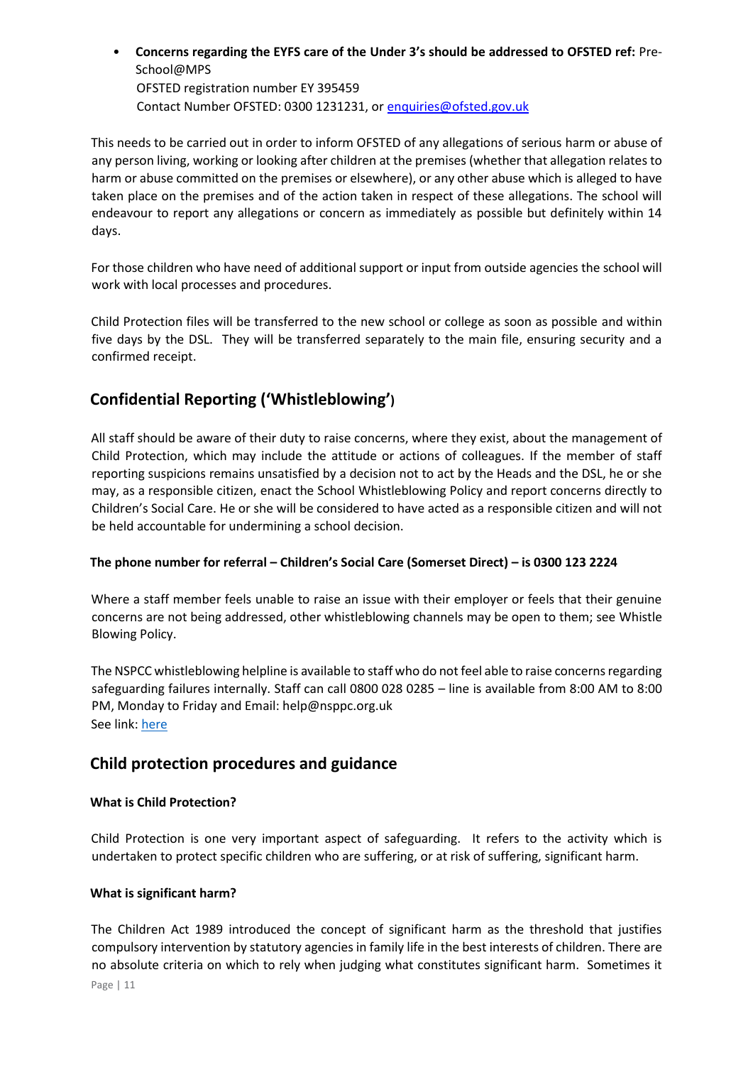- **Concerns regarding the EYFS care of the Under 3's should be addressed to OFSTED ref:** Pre-School@MPS
  OFSTED registration number EY 395459
  Contact Number OFSTED: 0300 1231231, or [enquiries@ofsted.gov.uk](mailto:enquiries@ofsted.gov.uk)

This needs to be carried out in order to inform OFSTED of any allegations of serious harm or abuse of any person living, working or looking after children at the premises (whether that allegation relates to harm or abuse committed on the premises or elsewhere), or any other abuse which is alleged to have taken place on the premises and of the action taken in respect of these allegations. The school will endeavour to report any allegations or concern as immediately as possible but definitely within 14 days.

For those children who have need of additional support or input from outside agencies the school will work with local processes and procedures.

Child Protection files will be transferred to the new school or college as soon as possible and within five days by the DSL. They will be transferred separately to the main file, ensuring security and a confirmed receipt.

## Confidential Reporting ('Whistleblowing')

All staff should be aware of their duty to raise concerns, where they exist, about the management of Child Protection, which may include the attitude or actions of colleagues. If the member of staff reporting suspicions remains unsatisfied by a decision not to act by the Heads and the DSL, he or she may, as a responsible citizen, enact the School Whistleblowing Policy and report concerns directly to Children's Social Care. He or she will be considered to have acted as a responsible citizen and will not be held accountable for undermining a school decision.

**The phone number for referral – Children's Social Care (Somerset Direct) – is 0300 123 2224**

Where a staff member feels unable to raise an issue with their employer or feels that their genuine concerns are not being addressed, other whistleblowing channels may be open to them; see Whistle Blowing Policy.

The NSPCC whistleblowing helpline is available to staff who do not feel able to raise concerns regarding safeguarding failures internally. Staff can call 0800 028 0285 – line is available from 8:00 AM to 8:00 PM, Monday to Friday and Email: help@nsppc.org.uk
See link: here

## Child protection procedures and guidance

### What is Child Protection?

Child Protection is one very important aspect of safeguarding. It refers to the activity which is undertaken to protect specific children who are suffering, or at risk of suffering, significant harm.

### What is significant harm?

The Children Act 1989 introduced the concept of significant harm as the threshold that justifies compulsory intervention by statutory agencies in family life in the best interests of children. There are no absolute criteria on which to rely when judging what constitutes significant harm. Sometimes it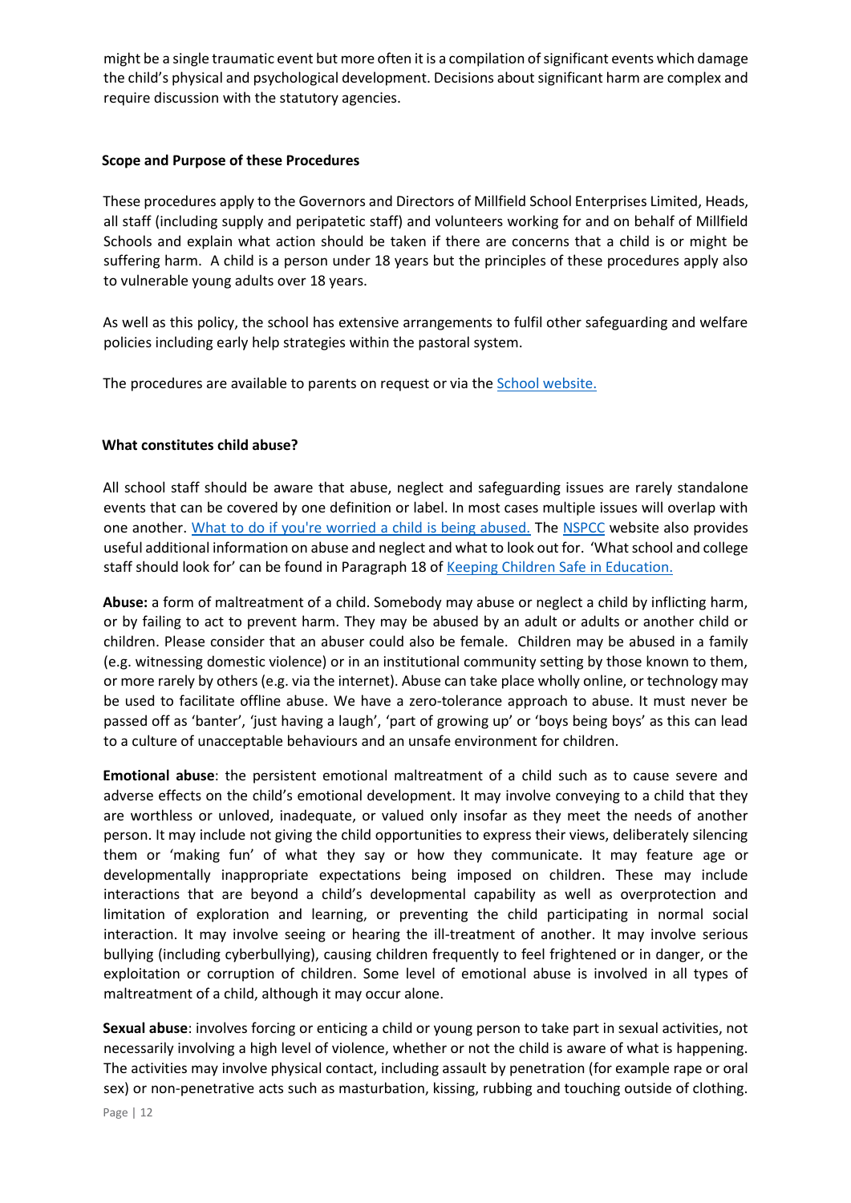might be a single traumatic event but more often it is a compilation of significant events which damage the child's physical and psychological development. Decisions about significant harm are complex and require discussion with the statutory agencies.

### Scope and Purpose of these Procedures

These procedures apply to the Governors and Directors of Millfield School Enterprises Limited, Heads, all staff (including supply and peripatetic staff) and volunteers working for and on behalf of Millfield Schools and explain what action should be taken if there are concerns that a child is or might be suffering harm. A child is a person under 18 years but the principles of these procedures apply also to vulnerable young adults over 18 years.

As well as this policy, the school has extensive arrangements to fulfil other safeguarding and welfare policies including early help strategies within the pastoral system.

The procedures are available to parents on request or via the School website.

### What constitutes child abuse?

All school staff should be aware that abuse, neglect and safeguarding issues are rarely standalone events that can be covered by one definition or label. In most cases multiple issues will overlap with one another. What to do if you're worried a child is being abused. The NSPCC website also provides useful additional information on abuse and neglect and what to look out for. 'What school and college staff should look for' can be found in Paragraph 18 of Keeping Children Safe in Education.

**Abuse:** a form of maltreatment of a child. Somebody may abuse or neglect a child by inflicting harm, or by failing to act to prevent harm. They may be abused by an adult or adults or another child or children. Please consider that an abuser could also be female. Children may be abused in a family (e.g. witnessing domestic violence) or in an institutional community setting by those known to them, or more rarely by others (e.g. via the internet). Abuse can take place wholly online, or technology may be used to facilitate offline abuse. We have a zero-tolerance approach to abuse. It must never be passed off as 'banter', 'just having a laugh', 'part of growing up' or 'boys being boys' as this can lead to a culture of unacceptable behaviours and an unsafe environment for children.

**Emotional abuse**: the persistent emotional maltreatment of a child such as to cause severe and adverse effects on the child's emotional development. It may involve conveying to a child that they are worthless or unloved, inadequate, or valued only insofar as they meet the needs of another person. It may include not giving the child opportunities to express their views, deliberately silencing them or 'making fun' of what they say or how they communicate. It may feature age or developmentally inappropriate expectations being imposed on children. These may include interactions that are beyond a child's developmental capability as well as overprotection and limitation of exploration and learning, or preventing the child participating in normal social interaction. It may involve seeing or hearing the ill-treatment of another. It may involve serious bullying (including cyberbullying), causing children frequently to feel frightened or in danger, or the exploitation or corruption of children. Some level of emotional abuse is involved in all types of maltreatment of a child, although it may occur alone.

**Sexual abuse**: involves forcing or enticing a child or young person to take part in sexual activities, not necessarily involving a high level of violence, whether or not the child is aware of what is happening. The activities may involve physical contact, including assault by penetration (for example rape or oral sex) or non-penetrative acts such as masturbation, kissing, rubbing and touching outside of clothing.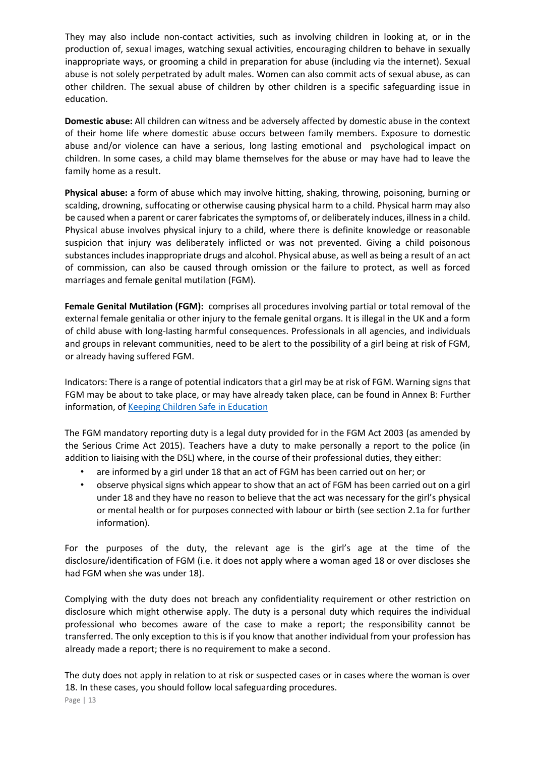They may also include non-contact activities, such as involving children in looking at, or in the production of, sexual images, watching sexual activities, encouraging children to behave in sexually inappropriate ways, or grooming a child in preparation for abuse (including via the internet). Sexual abuse is not solely perpetrated by adult males. Women can also commit acts of sexual abuse, as can other children. The sexual abuse of children by other children is a specific safeguarding issue in education.

**Domestic abuse:** All children can witness and be adversely affected by domestic abuse in the context of their home life where domestic abuse occurs between family members. Exposure to domestic abuse and/or violence can have a serious, long lasting emotional and psychological impact on children. In some cases, a child may blame themselves for the abuse or may have had to leave the family home as a result.

**Physical abuse:** a form of abuse which may involve hitting, shaking, throwing, poisoning, burning or scalding, drowning, suffocating or otherwise causing physical harm to a child. Physical harm may also be caused when a parent or carer fabricates the symptoms of, or deliberately induces, illness in a child. Physical abuse involves physical injury to a child, where there is definite knowledge or reasonable suspicion that injury was deliberately inflicted or was not prevented. Giving a child poisonous substances includes inappropriate drugs and alcohol. Physical abuse, as well as being a result of an act of commission, can also be caused through omission or the failure to protect, as well as forced marriages and female genital mutilation (FGM).

**Female Genital Mutilation (FGM):** comprises all procedures involving partial or total removal of the external female genitalia or other injury to the female genital organs. It is illegal in the UK and a form of child abuse with long-lasting harmful consequences. Professionals in all agencies, and individuals and groups in relevant communities, need to be alert to the possibility of a girl being at risk of FGM, or already having suffered FGM.

Indicators: There is a range of potential indicators that a girl may be at risk of FGM. Warning signs that FGM may be about to take place, or may have already taken place, can be found in Annex B: Further information, of Keeping Children Safe in Education

The FGM mandatory reporting duty is a legal duty provided for in the FGM Act 2003 (as amended by the Serious Crime Act 2015). Teachers have a duty to make personally a report to the police (in addition to liaising with the DSL) where, in the course of their professional duties, they either:

- are informed by a girl under 18 that an act of FGM has been carried out on her; or
- observe physical signs which appear to show that an act of FGM has been carried out on a girl under 18 and they have no reason to believe that the act was necessary for the girl's physical or mental health or for purposes connected with labour or birth (see section 2.1a for further information).

For the purposes of the duty, the relevant age is the girl's age at the time of the disclosure/identification of FGM (i.e. it does not apply where a woman aged 18 or over discloses she had FGM when she was under 18).

Complying with the duty does not breach any confidentiality requirement or other restriction on disclosure which might otherwise apply. The duty is a personal duty which requires the individual professional who becomes aware of the case to make a report; the responsibility cannot be transferred. The only exception to this is if you know that another individual from your profession has already made a report; there is no requirement to make a second.

The duty does not apply in relation to at risk or suspected cases or in cases where the woman is over 18. In these cases, you should follow local safeguarding procedures.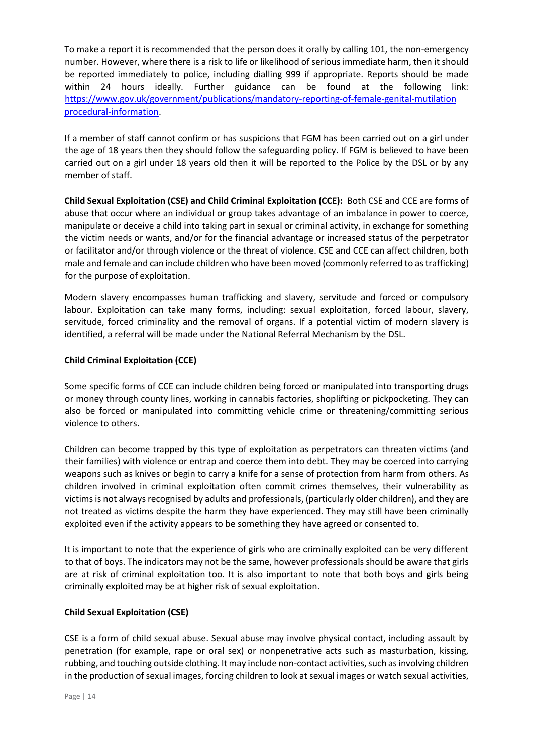To make a report it is recommended that the person does it orally by calling 101, the non-emergency number. However, where there is a risk to life or likelihood of serious immediate harm, then it should be reported immediately to police, including dialling 999 if appropriate. Reports should be made within 24 hours ideally. Further guidance can be found at the following link: [https://www.gov.uk/government/publications/mandatory-reporting-of-female-genital-mutilation procedural-information](https://www.gov.uk/government/publications/mandatory-reporting-of-female-genital-mutilation-procedural-information).

If a member of staff cannot confirm or has suspicions that FGM has been carried out on a girl under the age of 18 years then they should follow the safeguarding policy. If FGM is believed to have been carried out on a girl under 18 years old then it will be reported to the Police by the DSL or by any member of staff.

**Child Sexual Exploitation (CSE) and Child Criminal Exploitation (CCE):** Both CSE and CCE are forms of abuse that occur where an individual or group takes advantage of an imbalance in power to coerce, manipulate or deceive a child into taking part in sexual or criminal activity, in exchange for something the victim needs or wants, and/or for the financial advantage or increased status of the perpetrator or facilitator and/or through violence or the threat of violence. CSE and CCE can affect children, both male and female and can include children who have been moved (commonly referred to as trafficking) for the purpose of exploitation.

Modern slavery encompasses human trafficking and slavery, servitude and forced or compulsory labour. Exploitation can take many forms, including: sexual exploitation, forced labour, slavery, servitude, forced criminality and the removal of organs. If a potential victim of modern slavery is identified, a referral will be made under the National Referral Mechanism by the DSL.

**Child Criminal Exploitation (CCE)**

Some specific forms of CCE can include children being forced or manipulated into transporting drugs or money through county lines, working in cannabis factories, shoplifting or pickpocketing. They can also be forced or manipulated into committing vehicle crime or threatening/committing serious violence to others.

Children can become trapped by this type of exploitation as perpetrators can threaten victims (and their families) with violence or entrap and coerce them into debt. They may be coerced into carrying weapons such as knives or begin to carry a knife for a sense of protection from harm from others. As children involved in criminal exploitation often commit crimes themselves, their vulnerability as victims is not always recognised by adults and professionals, (particularly older children), and they are not treated as victims despite the harm they have experienced. They may still have been criminally exploited even if the activity appears to be something they have agreed or consented to.

It is important to note that the experience of girls who are criminally exploited can be very different to that of boys. The indicators may not be the same, however professionals should be aware that girls are at risk of criminal exploitation too. It is also important to note that both boys and girls being criminally exploited may be at higher risk of sexual exploitation.

**Child Sexual Exploitation (CSE)**

CSE is a form of child sexual abuse. Sexual abuse may involve physical contact, including assault by penetration (for example, rape or oral sex) or nonpenetrative acts such as masturbation, kissing, rubbing, and touching outside clothing. It may include non-contact activities, such as involving children in the production of sexual images, forcing children to look at sexual images or watch sexual activities,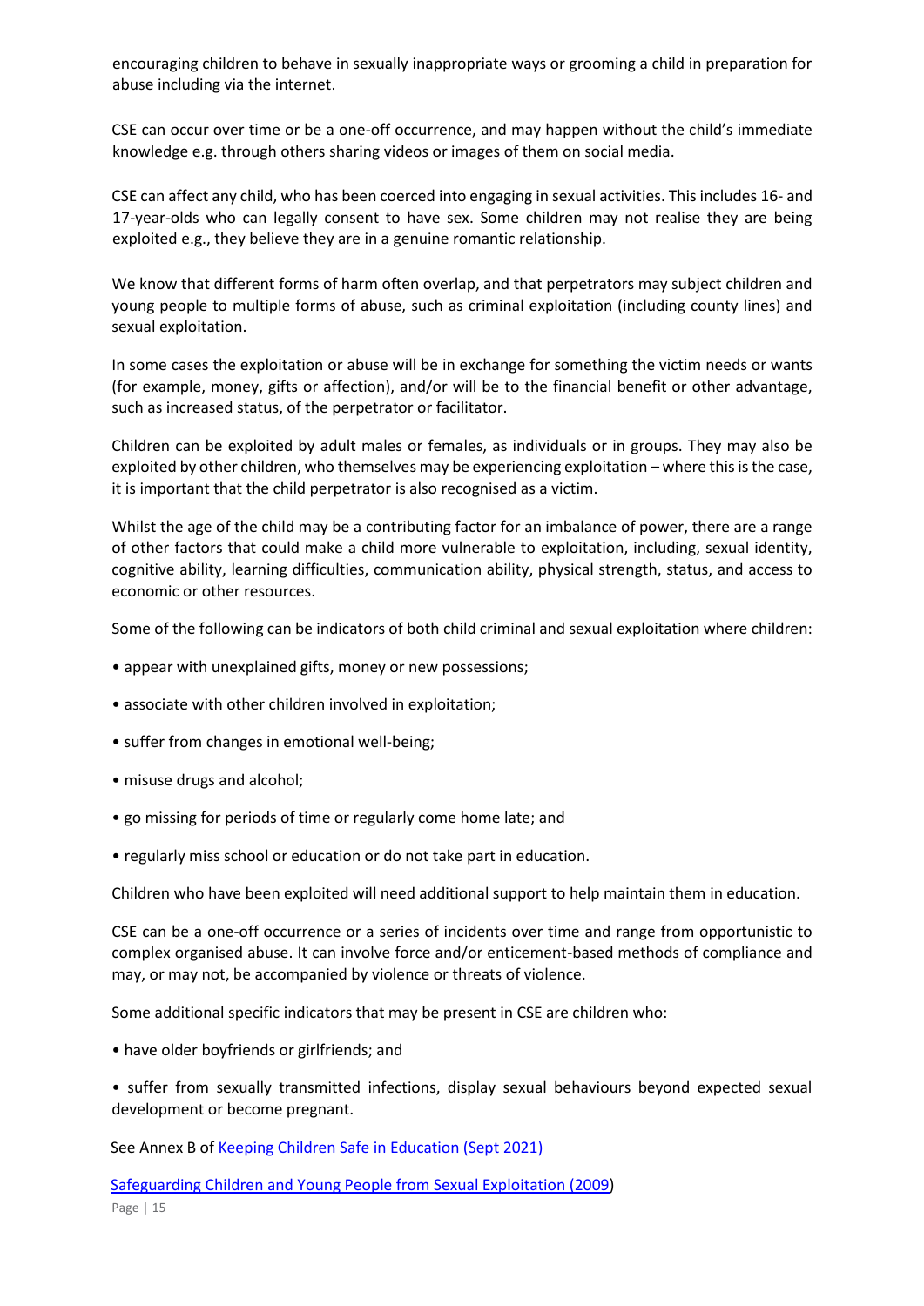encouraging children to behave in sexually inappropriate ways or grooming a child in preparation for abuse including via the internet.

CSE can occur over time or be a one-off occurrence, and may happen without the child's immediate knowledge e.g. through others sharing videos or images of them on social media.

CSE can affect any child, who has been coerced into engaging in sexual activities. This includes 16- and 17-year-olds who can legally consent to have sex. Some children may not realise they are being exploited e.g., they believe they are in a genuine romantic relationship.

We know that different forms of harm often overlap, and that perpetrators may subject children and young people to multiple forms of abuse, such as criminal exploitation (including county lines) and sexual exploitation.

In some cases the exploitation or abuse will be in exchange for something the victim needs or wants (for example, money, gifts or affection), and/or will be to the financial benefit or other advantage, such as increased status, of the perpetrator or facilitator.

Children can be exploited by adult males or females, as individuals or in groups. They may also be exploited by other children, who themselves may be experiencing exploitation – where this is the case, it is important that the child perpetrator is also recognised as a victim.

Whilst the age of the child may be a contributing factor for an imbalance of power, there are a range of other factors that could make a child more vulnerable to exploitation, including, sexual identity, cognitive ability, learning difficulties, communication ability, physical strength, status, and access to economic or other resources.

Some of the following can be indicators of both child criminal and sexual exploitation where children:

- appear with unexplained gifts, money or new possessions;
- associate with other children involved in exploitation;
- suffer from changes in emotional well-being;
- misuse drugs and alcohol;
- go missing for periods of time or regularly come home late; and
- regularly miss school or education or do not take part in education.

Children who have been exploited will need additional support to help maintain them in education.

CSE can be a one-off occurrence or a series of incidents over time and range from opportunistic to complex organised abuse. It can involve force and/or enticement-based methods of compliance and may, or may not, be accompanied by violence or threats of violence.

Some additional specific indicators that may be present in CSE are children who:

- have older boyfriends or girlfriends; and
- suffer from sexually transmitted infections, display sexual behaviours beyond expected sexual development or become pregnant.

See Annex B of Keeping Children Safe in Education (Sept 2021)

Safeguarding Children and Young People from Sexual Exploitation (2009))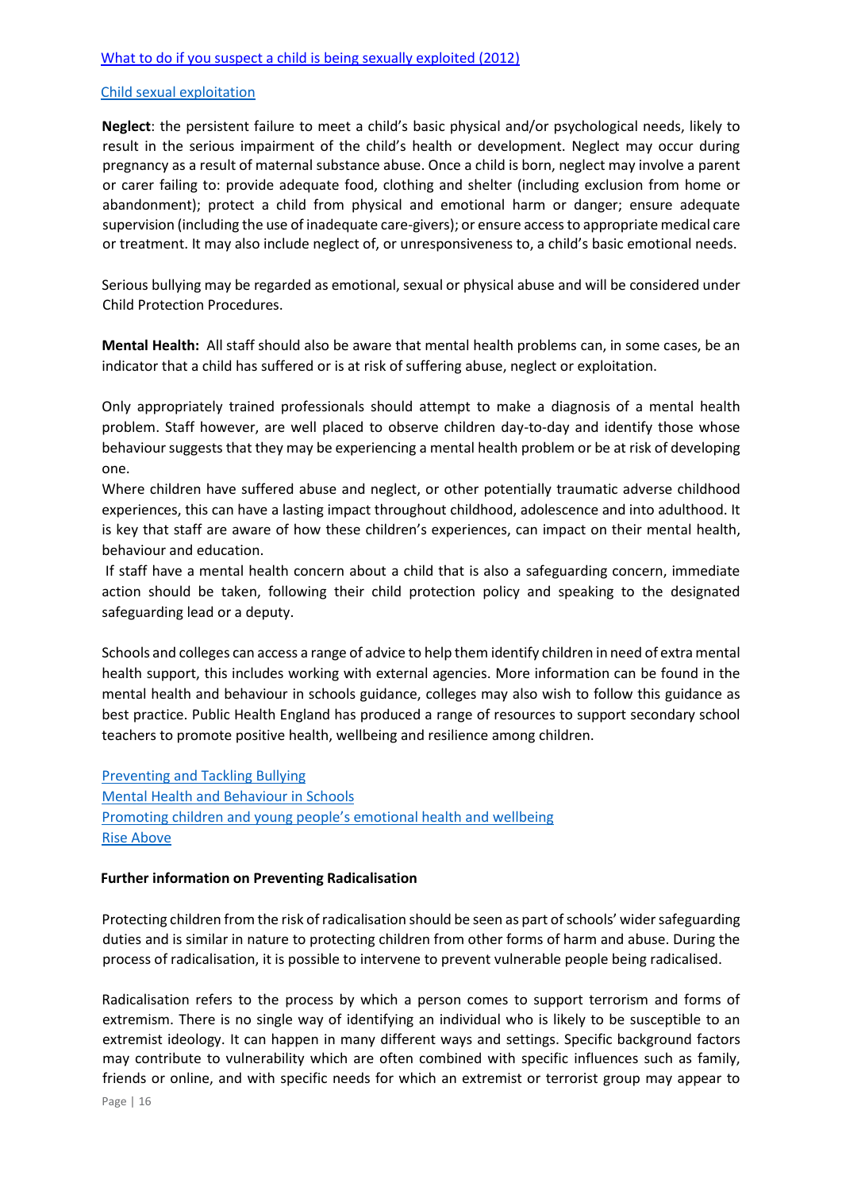[What to do if you suspect a child is being sexually exploited (2012)](#)

[Child sexual exploitation](#)

**Neglect**: the persistent failure to meet a child's basic physical and/or psychological needs, likely to result in the serious impairment of the child's health or development. Neglect may occur during pregnancy as a result of maternal substance abuse. Once a child is born, neglect may involve a parent or carer failing to: provide adequate food, clothing and shelter (including exclusion from home or abandonment); protect a child from physical and emotional harm or danger; ensure adequate supervision (including the use of inadequate care-givers); or ensure access to appropriate medical care or treatment. It may also include neglect of, or unresponsiveness to, a child's basic emotional needs.

Serious bullying may be regarded as emotional, sexual or physical abuse and will be considered under Child Protection Procedures.

**Mental Health:** All staff should also be aware that mental health problems can, in some cases, be an indicator that a child has suffered or is at risk of suffering abuse, neglect or exploitation.

Only appropriately trained professionals should attempt to make a diagnosis of a mental health problem. Staff however, are well placed to observe children day-to-day and identify those whose behaviour suggests that they may be experiencing a mental health problem or be at risk of developing one.

Where children have suffered abuse and neglect, or other potentially traumatic adverse childhood experiences, this can have a lasting impact throughout childhood, adolescence and into adulthood. It is key that staff are aware of how these children's experiences, can impact on their mental health, behaviour and education.

If staff have a mental health concern about a child that is also a safeguarding concern, immediate action should be taken, following their child protection policy and speaking to the designated safeguarding lead or a deputy.

Schools and colleges can access a range of advice to help them identify children in need of extra mental health support, this includes working with external agencies. More information can be found in the mental health and behaviour in schools guidance, colleges may also wish to follow this guidance as best practice. Public Health England has produced a range of resources to support secondary school teachers to promote positive health, wellbeing and resilience among children.

[Preventing and Tackling Bullying](#)
[Mental Health and Behaviour in Schools](#)
[Promoting children and young people's emotional health and wellbeing](#)
[Rise Above](#)

**Further information on Preventing Radicalisation**

Protecting children from the risk of radicalisation should be seen as part of schools' wider safeguarding duties and is similar in nature to protecting children from other forms of harm and abuse. During the process of radicalisation, it is possible to intervene to prevent vulnerable people being radicalised.

Radicalisation refers to the process by which a person comes to support terrorism and forms of extremism. There is no single way of identifying an individual who is likely to be susceptible to an extremist ideology. It can happen in many different ways and settings. Specific background factors may contribute to vulnerability which are often combined with specific influences such as family, friends or online, and with specific needs for which an extremist or terrorist group may appear to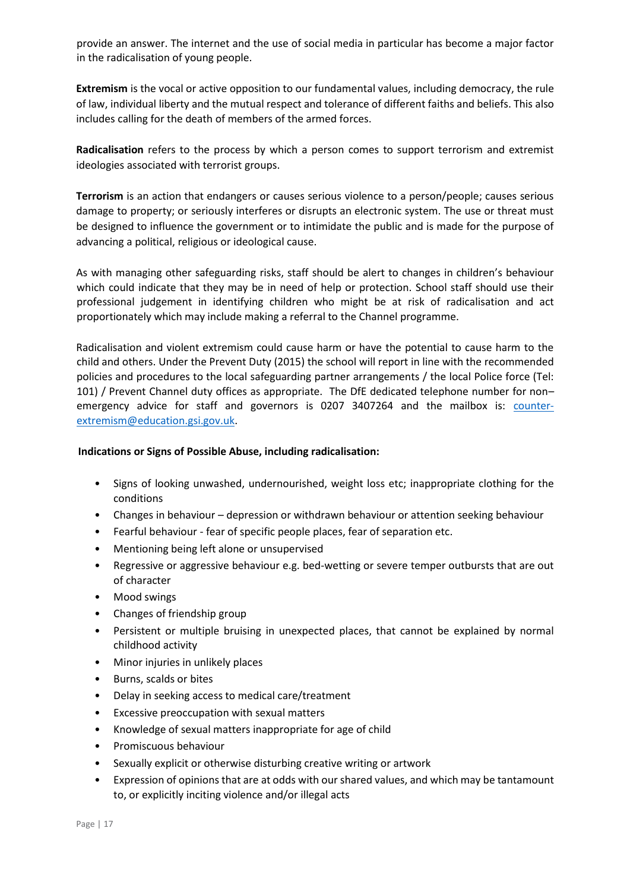provide an answer. The internet and the use of social media in particular has become a major factor in the radicalisation of young people.

**Extremism** is the vocal or active opposition to our fundamental values, including democracy, the rule of law, individual liberty and the mutual respect and tolerance of different faiths and beliefs. This also includes calling for the death of members of the armed forces.

**Radicalisation** refers to the process by which a person comes to support terrorism and extremist ideologies associated with terrorist groups.

**Terrorism** is an action that endangers or causes serious violence to a person/people; causes serious damage to property; or seriously interferes or disrupts an electronic system. The use or threat must be designed to influence the government or to intimidate the public and is made for the purpose of advancing a political, religious or ideological cause.

As with managing other safeguarding risks, staff should be alert to changes in children's behaviour which could indicate that they may be in need of help or protection. School staff should use their professional judgement in identifying children who might be at risk of radicalisation and act proportionately which may include making a referral to the Channel programme.

Radicalisation and violent extremism could cause harm or have the potential to cause harm to the child and others. Under the Prevent Duty (2015) the school will report in line with the recommended policies and procedures to the local safeguarding partner arrangements / the local Police force (Tel: 101) / Prevent Channel duty offices as appropriate. The DfE dedicated telephone number for non–emergency advice for staff and governors is 0207 3407264 and the mailbox is: counter-extremism@education.gsi.gov.uk.

**Indications or Signs of Possible Abuse, including radicalisation:**

- Signs of looking unwashed, undernourished, weight loss etc; inappropriate clothing for the conditions
- Changes in behaviour – depression or withdrawn behaviour or attention seeking behaviour
- Fearful behaviour - fear of specific people places, fear of separation etc.
- Mentioning being left alone or unsupervised
- Regressive or aggressive behaviour e.g. bed-wetting or severe temper outbursts that are out of character
- Mood swings
- Changes of friendship group
- Persistent or multiple bruising in unexpected places, that cannot be explained by normal childhood activity
- Minor injuries in unlikely places
- Burns, scalds or bites
- Delay in seeking access to medical care/treatment
- Excessive preoccupation with sexual matters
- Knowledge of sexual matters inappropriate for age of child
- Promiscuous behaviour
- Sexually explicit or otherwise disturbing creative writing or artwork
- Expression of opinions that are at odds with our shared values, and which may be tantamount to, or explicitly inciting violence and/or illegal acts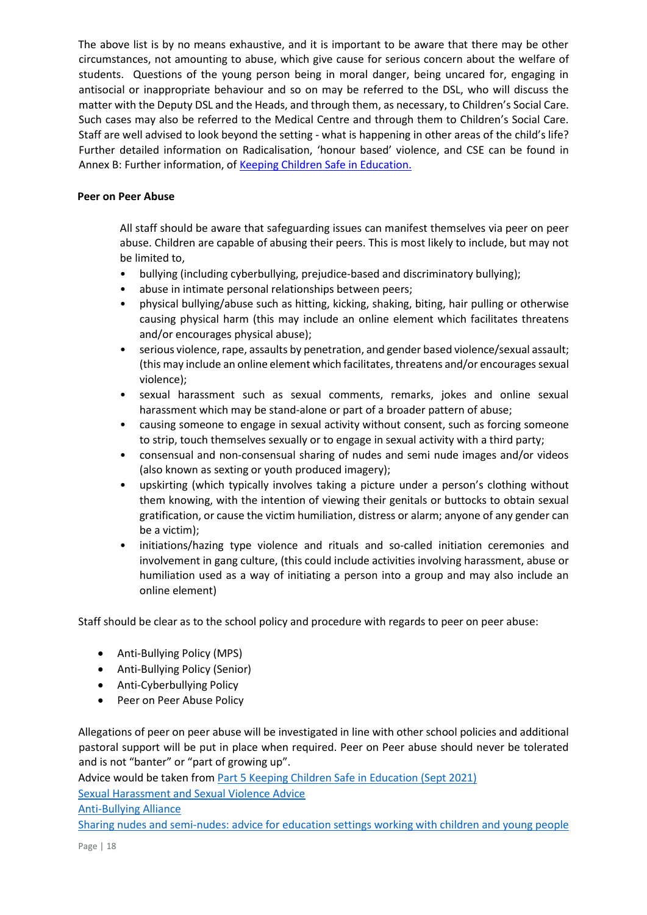The above list is by no means exhaustive, and it is important to be aware that there may be other circumstances, not amounting to abuse, which give cause for serious concern about the welfare of students. Questions of the young person being in moral danger, being uncared for, engaging in antisocial or inappropriate behaviour and so on may be referred to the DSL, who will discuss the matter with the Deputy DSL and the Heads, and through them, as necessary, to Children's Social Care. Such cases may also be referred to the Medical Centre and through them to Children's Social Care. Staff are well advised to look beyond the setting - what is happening in other areas of the child's life? Further detailed information on Radicalisation, 'honour based' violence, and CSE can be found in Annex B: Further information, of [Keeping Children Safe in Education.]

**Peer on Peer Abuse**

All staff should be aware that safeguarding issues can manifest themselves via peer on peer abuse. Children are capable of abusing their peers. This is most likely to include, but may not be limited to,

- bullying (including cyberbullying, prejudice-based and discriminatory bullying);
- abuse in intimate personal relationships between peers;
- physical bullying/abuse such as hitting, kicking, shaking, biting, hair pulling or otherwise causing physical harm (this may include an online element which facilitates threatens and/or encourages physical abuse);
- serious violence, rape, assaults by penetration, and gender based violence/sexual assault; (this may include an online element which facilitates, threatens and/or encourages sexual violence);
- sexual harassment such as sexual comments, remarks, jokes and online sexual harassment which may be stand-alone or part of a broader pattern of abuse;
- causing someone to engage in sexual activity without consent, such as forcing someone to strip, touch themselves sexually or to engage in sexual activity with a third party;
- consensual and non-consensual sharing of nudes and semi nude images and/or videos (also known as sexting or youth produced imagery);
- upskirting (which typically involves taking a picture under a person's clothing without them knowing, with the intention of viewing their genitals or buttocks to obtain sexual gratification, or cause the victim humiliation, distress or alarm; anyone of any gender can be a victim);
- initiations/hazing type violence and rituals and so-called initiation ceremonies and involvement in gang culture, (this could include activities involving harassment, abuse or humiliation used as a way of initiating a person into a group and may also include an online element)

Staff should be clear as to the school policy and procedure with regards to peer on peer abuse:

- Anti-Bullying Policy (MPS)
- Anti-Bullying Policy (Senior)
- Anti-Cyberbullying Policy
- Peer on Peer Abuse Policy

Allegations of peer on peer abuse will be investigated in line with other school policies and additional pastoral support will be put in place when required. Peer on Peer abuse should never be tolerated and is not "banter" or "part of growing up".

Advice would be taken from [Part 5 Keeping Children Safe in Education (Sept 2021)]

[Sexual Harassment and Sexual Violence Advice]

[Anti-Bullying Alliance]

[Sharing nudes and semi-nudes: advice for education settings working with children and young people]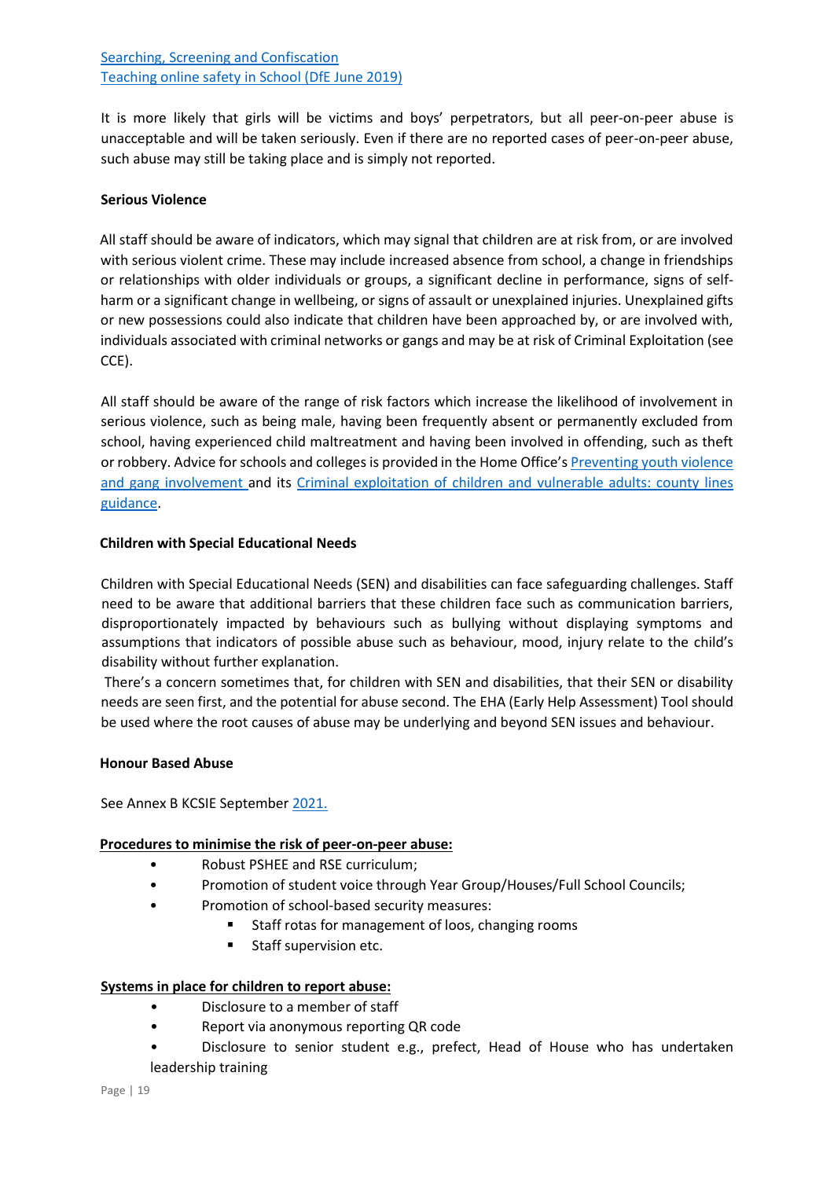[Searching, Screening and Confiscation](#)
[Teaching online safety in School (DfE June 2019)](#)

It is more likely that girls will be victims and boys' perpetrators, but all peer-on-peer abuse is unacceptable and will be taken seriously. Even if there are no reported cases of peer-on-peer abuse, such abuse may still be taking place and is simply not reported.

**Serious Violence**

All staff should be aware of indicators, which may signal that children are at risk from, or are involved with serious violent crime. These may include increased absence from school, a change in friendships or relationships with older individuals or groups, a significant decline in performance, signs of self-harm or a significant change in wellbeing, or signs of assault or unexplained injuries. Unexplained gifts or new possessions could also indicate that children have been approached by, or are involved with, individuals associated with criminal networks or gangs and may be at risk of Criminal Exploitation (see CCE).

All staff should be aware of the range of risk factors which increase the likelihood of involvement in serious violence, such as being male, having been frequently absent or permanently excluded from school, having experienced child maltreatment and having been involved in offending, such as theft or robbery. Advice for schools and colleges is provided in the Home Office's [Preventing youth violence and gang involvement](#) and its [Criminal exploitation of children and vulnerable adults: county lines guidance](#).

**Children with Special Educational Needs**

Children with Special Educational Needs (SEN) and disabilities can face safeguarding challenges. Staff need to be aware that additional barriers that these children face such as communication barriers, disproportionately impacted by behaviours such as bullying without displaying symptoms and assumptions that indicators of possible abuse such as behaviour, mood, injury relate to the child's disability without further explanation.

There's a concern sometimes that, for children with SEN and disabilities, that their SEN or disability needs are seen first, and the potential for abuse second. The EHA (Early Help Assessment) Tool should be used where the root causes of abuse may be underlying and beyond SEN issues and behaviour.

**Honour Based Abuse**

See Annex B KCSIE September [2021.](#)

**<u>Procedures to minimise the risk of peer-on-peer abuse:</u>**

- Robust PSHEE and RSE curriculum;
- Promotion of student voice through Year Group/Houses/Full School Councils;
- Promotion of school-based security measures:
  - Staff rotas for management of loos, changing rooms
  - Staff supervision etc.

**<u>Systems in place for children to report abuse:</u>**

- Disclosure to a member of staff
- Report via anonymous reporting QR code
- Disclosure to senior student e.g., prefect, Head of House who has undertaken leadership training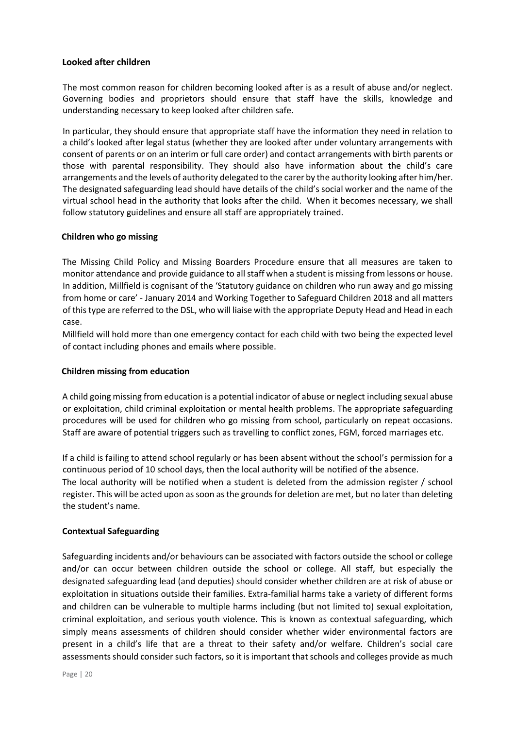## Looked after children

The most common reason for children becoming looked after is as a result of abuse and/or neglect. Governing bodies and proprietors should ensure that staff have the skills, knowledge and understanding necessary to keep looked after children safe.

In particular, they should ensure that appropriate staff have the information they need in relation to a child's looked after legal status (whether they are looked after under voluntary arrangements with consent of parents or on an interim or full care order) and contact arrangements with birth parents or those with parental responsibility. They should also have information about the child's care arrangements and the levels of authority delegated to the carer by the authority looking after him/her. The designated safeguarding lead should have details of the child's social worker and the name of the virtual school head in the authority that looks after the child. When it becomes necessary, we shall follow statutory guidelines and ensure all staff are appropriately trained.

## Children who go missing

The Missing Child Policy and Missing Boarders Procedure ensure that all measures are taken to monitor attendance and provide guidance to all staff when a student is missing from lessons or house. In addition, Millfield is cognisant of the 'Statutory guidance on children who run away and go missing from home or care' - January 2014 and Working Together to Safeguard Children 2018 and all matters of this type are referred to the DSL, who will liaise with the appropriate Deputy Head and Head in each case.

Millfield will hold more than one emergency contact for each child with two being the expected level of contact including phones and emails where possible.

## Children missing from education

A child going missing from education is a potential indicator of abuse or neglect including sexual abuse or exploitation, child criminal exploitation or mental health problems. The appropriate safeguarding procedures will be used for children who go missing from school, particularly on repeat occasions. Staff are aware of potential triggers such as travelling to conflict zones, FGM, forced marriages etc.

If a child is failing to attend school regularly or has been absent without the school's permission for a continuous period of 10 school days, then the local authority will be notified of the absence.

The local authority will be notified when a student is deleted from the admission register / school register. This will be acted upon as soon as the grounds for deletion are met, but no later than deleting the student's name.

## Contextual Safeguarding

Safeguarding incidents and/or behaviours can be associated with factors outside the school or college and/or can occur between children outside the school or college. All staff, but especially the designated safeguarding lead (and deputies) should consider whether children are at risk of abuse or exploitation in situations outside their families. Extra-familial harms take a variety of different forms and children can be vulnerable to multiple harms including (but not limited to) sexual exploitation, criminal exploitation, and serious youth violence. This is known as contextual safeguarding, which simply means assessments of children should consider whether wider environmental factors are present in a child's life that are a threat to their safety and/or welfare. Children's social care assessments should consider such factors, so it is important that schools and colleges provide as much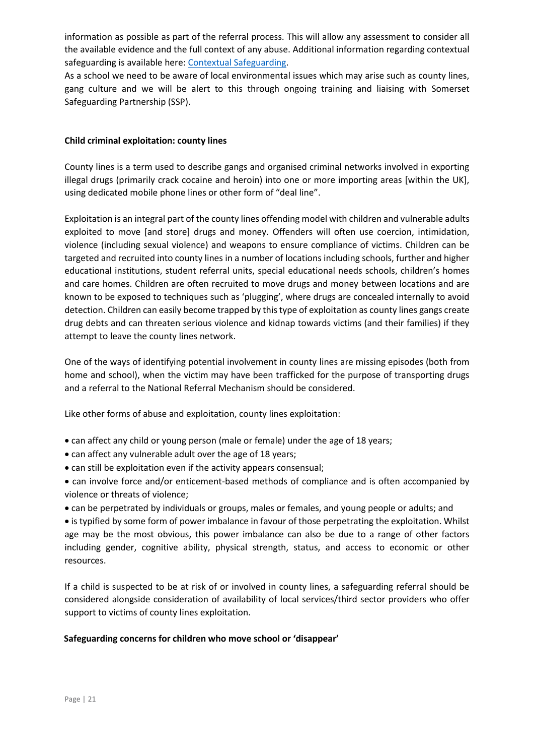information as possible as part of the referral process. This will allow any assessment to consider all the available evidence and the full context of any abuse. Additional information regarding contextual safeguarding is available here: [Contextual Safeguarding](#).

As a school we need to be aware of local environmental issues which may arise such as county lines, gang culture and we will be alert to this through ongoing training and liaising with Somerset Safeguarding Partnership (SSP).

**Child criminal exploitation: county lines**

County lines is a term used to describe gangs and organised criminal networks involved in exporting illegal drugs (primarily crack cocaine and heroin) into one or more importing areas [within the UK], using dedicated mobile phone lines or other form of "deal line".

Exploitation is an integral part of the county lines offending model with children and vulnerable adults exploited to move [and store] drugs and money. Offenders will often use coercion, intimidation, violence (including sexual violence) and weapons to ensure compliance of victims. Children can be targeted and recruited into county lines in a number of locations including schools, further and higher educational institutions, student referral units, special educational needs schools, children's homes and care homes. Children are often recruited to move drugs and money between locations and are known to be exposed to techniques such as 'plugging', where drugs are concealed internally to avoid detection. Children can easily become trapped by this type of exploitation as county lines gangs create drug debts and can threaten serious violence and kidnap towards victims (and their families) if they attempt to leave the county lines network.

One of the ways of identifying potential involvement in county lines are missing episodes (both from home and school), when the victim may have been trafficked for the purpose of transporting drugs and a referral to the National Referral Mechanism should be considered.

Like other forms of abuse and exploitation, county lines exploitation:

- can affect any child or young person (male or female) under the age of 18 years;
- can affect any vulnerable adult over the age of 18 years;
- can still be exploitation even if the activity appears consensual;
- can involve force and/or enticement-based methods of compliance and is often accompanied by violence or threats of violence;
- can be perpetrated by individuals or groups, males or females, and young people or adults; and
- is typified by some form of power imbalance in favour of those perpetrating the exploitation. Whilst age may be the most obvious, this power imbalance can also be due to a range of other factors including gender, cognitive ability, physical strength, status, and access to economic or other resources.

If a child is suspected to be at risk of or involved in county lines, a safeguarding referral should be considered alongside consideration of availability of local services/third sector providers who offer support to victims of county lines exploitation.

**Safeguarding concerns for children who move school or 'disappear'**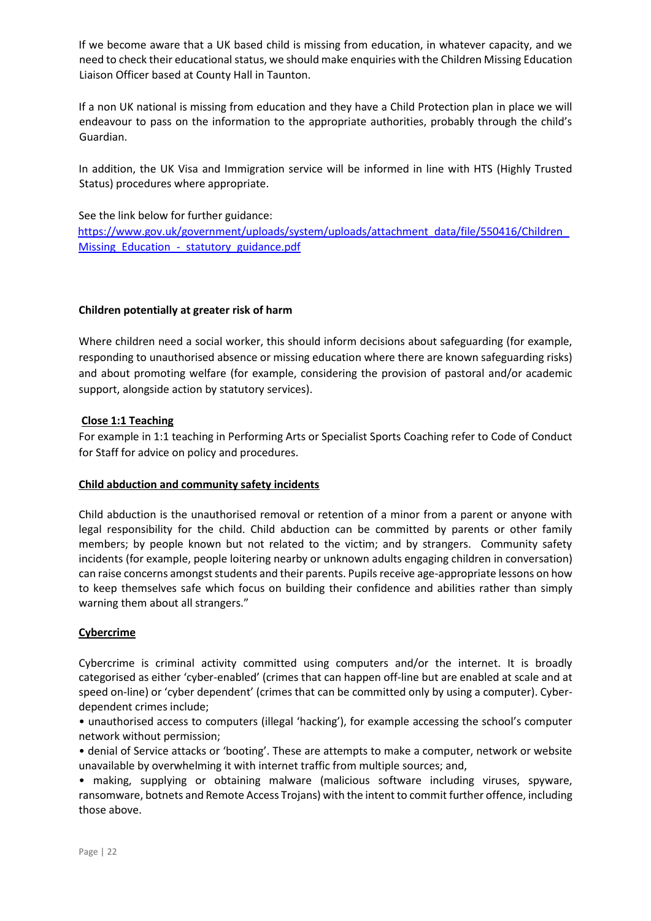If we become aware that a UK based child is missing from education, in whatever capacity, and we need to check their educational status, we should make enquiries with the Children Missing Education Liaison Officer based at County Hall in Taunton.

If a non UK national is missing from education and they have a Child Protection plan in place we will endeavour to pass on the information to the appropriate authorities, probably through the child's Guardian.

In addition, the UK Visa and Immigration service will be informed in line with HTS (Highly Trusted Status) procedures where appropriate.

See the link below for further guidance:
[https://www.gov.uk/government/uploads/system/uploads/attachment_data/file/550416/Children_Missing_Education_-_statutory_guidance.pdf](https://www.gov.uk/government/uploads/system/uploads/attachment_data/file/550416/Children_Missing_Education_-_statutory_guidance.pdf)

**Children potentially at greater risk of harm**

Where children need a social worker, this should inform decisions about safeguarding (for example, responding to unauthorised absence or missing education where there are known safeguarding risks) and about promoting welfare (for example, considering the provision of pastoral and/or academic support, alongside action by statutory services).

**<u>Close 1:1 Teaching</u>**

For example in 1:1 teaching in Performing Arts or Specialist Sports Coaching refer to Code of Conduct for Staff for advice on policy and procedures.

**<u>Child abduction and community safety incidents</u>**

Child abduction is the unauthorised removal or retention of a minor from a parent or anyone with legal responsibility for the child. Child abduction can be committed by parents or other family members; by people known but not related to the victim; and by strangers. Community safety incidents (for example, people loitering nearby or unknown adults engaging children in conversation) can raise concerns amongst students and their parents. Pupils receive age-appropriate lessons on how to keep themselves safe which focus on building their confidence and abilities rather than simply warning them about all strangers."

**<u>Cybercrime</u>**

Cybercrime is criminal activity committed using computers and/or the internet. It is broadly categorised as either 'cyber-enabled' (crimes that can happen off-line but are enabled at scale and at speed on-line) or 'cyber dependent' (crimes that can be committed only by using a computer). Cyber-dependent crimes include;

- unauthorised access to computers (illegal 'hacking'), for example accessing the school's computer network without permission;
- denial of Service attacks or 'booting'. These are attempts to make a computer, network or website unavailable by overwhelming it with internet traffic from multiple sources; and,
- making, supplying or obtaining malware (malicious software including viruses, spyware, ransomware, botnets and Remote Access Trojans) with the intent to commit further offence, including those above.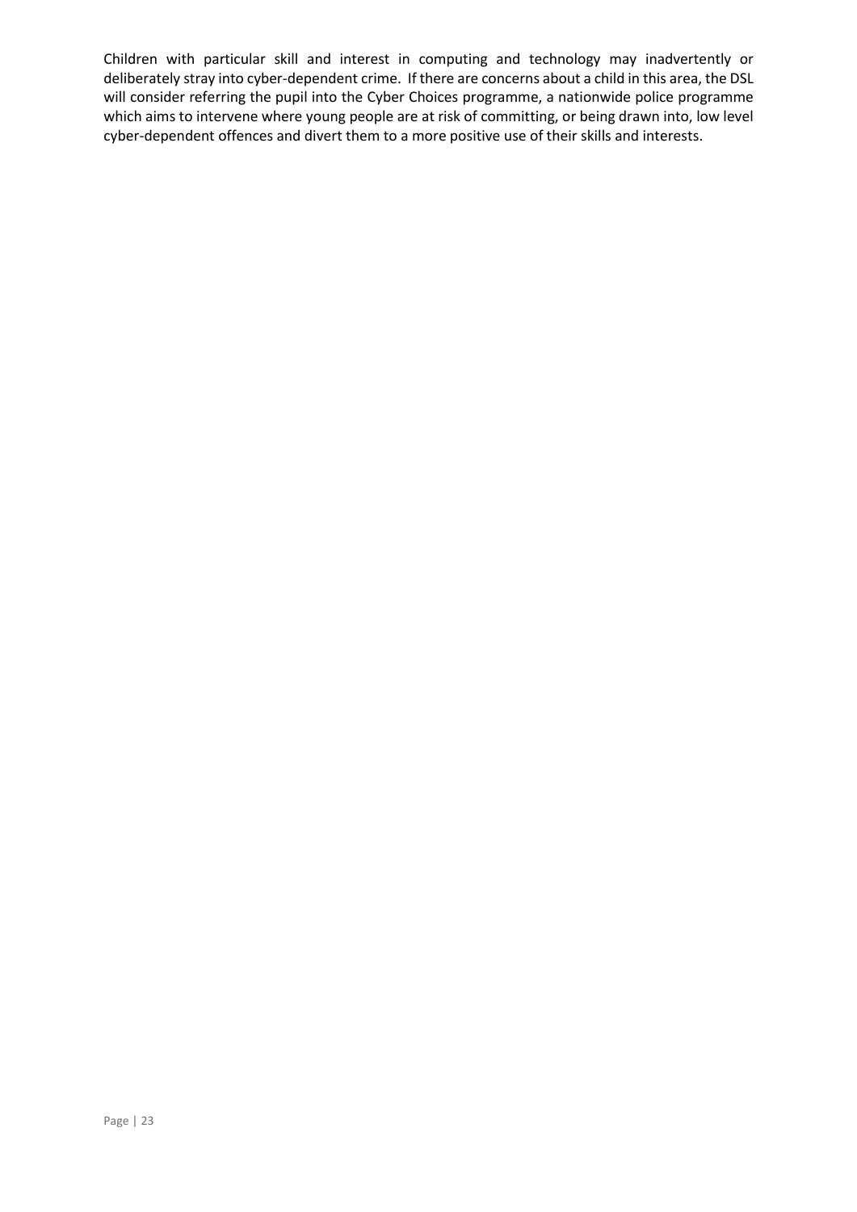Children with particular skill and interest in computing and technology may inadvertently or deliberately stray into cyber-dependent crime. If there are concerns about a child in this area, the DSL will consider referring the pupil into the Cyber Choices programme, a nationwide police programme which aims to intervene where young people are at risk of committing, or being drawn into, low level cyber-dependent offences and divert them to a more positive use of their skills and interests.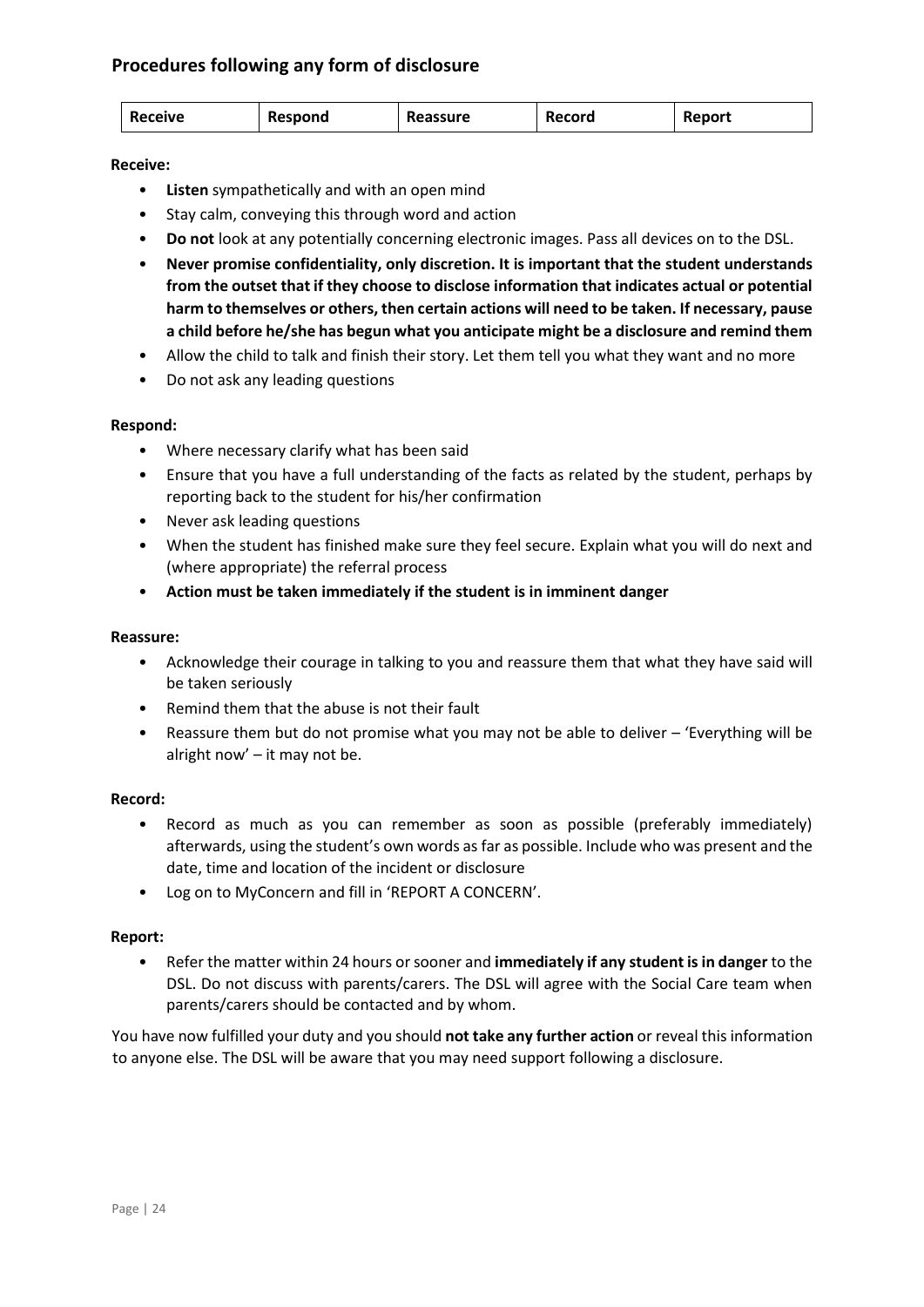## Procedures following any form of disclosure

| Receive | Respond | Reassure | Record | Report |
|---|---|---|---|---|

**Receive:**

- **Listen** sympathetically and with an open mind
- Stay calm, conveying this through word and action
- **Do not** look at any potentially concerning electronic images. Pass all devices on to the DSL.
- **Never promise confidentiality, only discretion. It is important that the student understands from the outset that if they choose to disclose information that indicates actual or potential harm to themselves or others, then certain actions will need to be taken. If necessary, pause a child before he/she has begun what you anticipate might be a disclosure and remind them**
- Allow the child to talk and finish their story. Let them tell you what they want and no more
- Do not ask any leading questions

**Respond:**

- Where necessary clarify what has been said
- Ensure that you have a full understanding of the facts as related by the student, perhaps by reporting back to the student for his/her confirmation
- Never ask leading questions
- When the student has finished make sure they feel secure. Explain what you will do next and (where appropriate) the referral process
- **Action must be taken immediately if the student is in imminent danger**

**Reassure:**

- Acknowledge their courage in talking to you and reassure them that what they have said will be taken seriously
- Remind them that the abuse is not their fault
- Reassure them but do not promise what you may not be able to deliver – 'Everything will be alright now' – it may not be.

**Record:**

- Record as much as you can remember as soon as possible (preferably immediately) afterwards, using the student's own words as far as possible. Include who was present and the date, time and location of the incident or disclosure
- Log on to MyConcern and fill in 'REPORT A CONCERN'.

**Report:**

- Refer the matter within 24 hours or sooner and **immediately if any student is in danger** to the DSL. Do not discuss with parents/carers. The DSL will agree with the Social Care team when parents/carers should be contacted and by whom.

You have now fulfilled your duty and you should **not take any further action** or reveal this information to anyone else. The DSL will be aware that you may need support following a disclosure.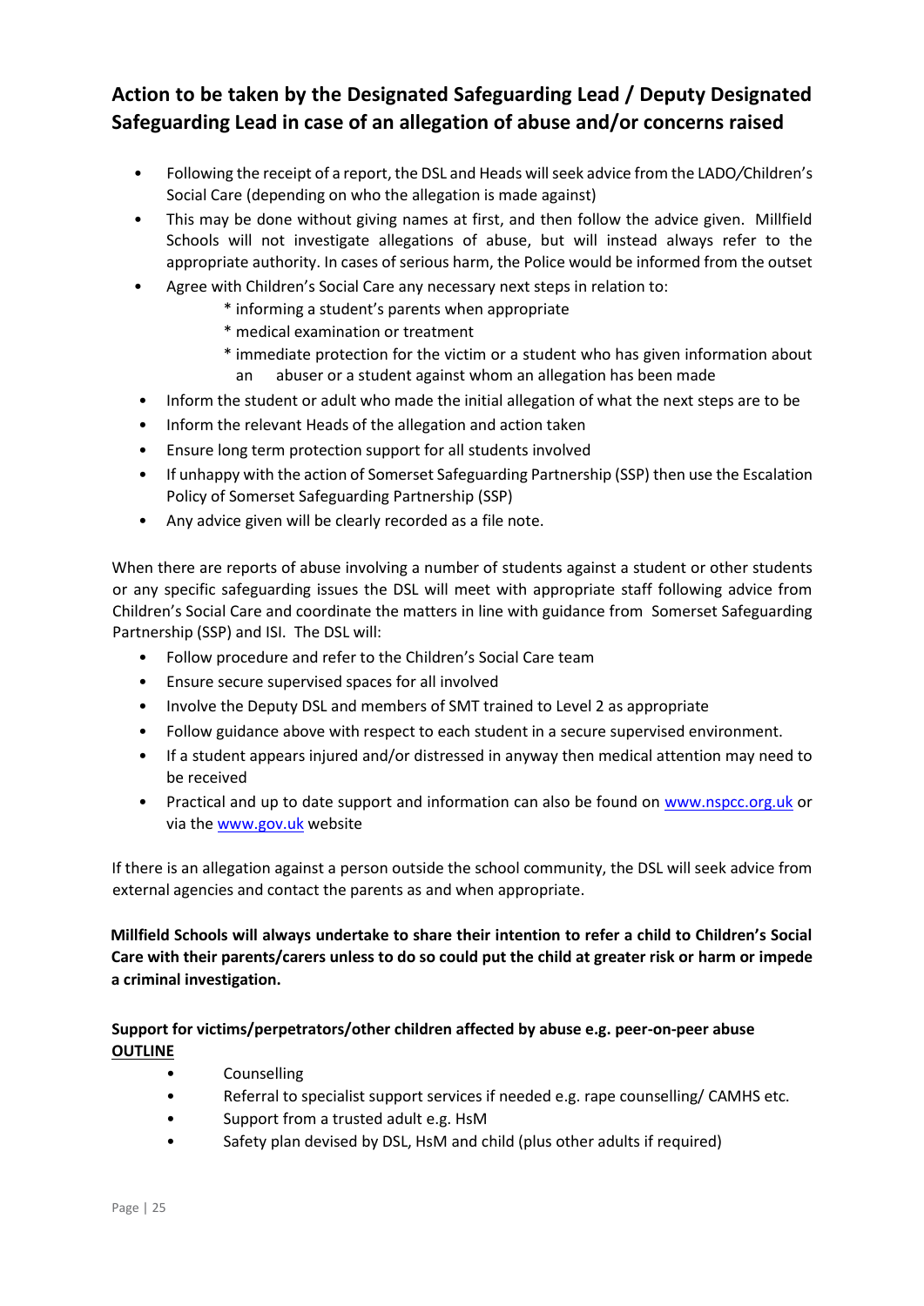## Action to be taken by the Designated Safeguarding Lead / Deputy Designated Safeguarding Lead in case of an allegation of abuse and/or concerns raised

- Following the receipt of a report, the DSL and Heads will seek advice from the LADO/Children's Social Care (depending on who the allegation is made against)
- This may be done without giving names at first, and then follow the advice given. Millfield Schools will not investigate allegations of abuse, but will instead always refer to the appropriate authority. In cases of serious harm, the Police would be informed from the outset
- Agree with Children's Social Care any necessary next steps in relation to:
  - * informing a student's parents when appropriate
  - * medical examination or treatment
  - * immediate protection for the victim or a student who has given information about an abuser or a student against whom an allegation has been made
- Inform the student or adult who made the initial allegation of what the next steps are to be
- Inform the relevant Heads of the allegation and action taken
- Ensure long term protection support for all students involved
- If unhappy with the action of Somerset Safeguarding Partnership (SSP) then use the Escalation Policy of Somerset Safeguarding Partnership (SSP)
- Any advice given will be clearly recorded as a file note.

When there are reports of abuse involving a number of students against a student or other students or any specific safeguarding issues the DSL will meet with appropriate staff following advice from Children's Social Care and coordinate the matters in line with guidance from Somerset Safeguarding Partnership (SSP) and ISI. The DSL will:

- Follow procedure and refer to the Children's Social Care team
- Ensure secure supervised spaces for all involved
- Involve the Deputy DSL and members of SMT trained to Level 2 as appropriate
- Follow guidance above with respect to each student in a secure supervised environment.
- If a student appears injured and/or distressed in anyway then medical attention may need to be received
- Practical and up to date support and information can also be found on www.nspcc.org.uk or via the www.gov.uk website

If there is an allegation against a person outside the school community, the DSL will seek advice from external agencies and contact the parents as and when appropriate.

**Millfield Schools will always undertake to share their intention to refer a child to Children's Social Care with their parents/carers unless to do so could put the child at greater risk or harm or impede a criminal investigation.**

**Support for victims/perpetrators/other children affected by abuse e.g. peer-on-peer abuse**
**<u>OUTLINE</u>**

- Counselling
- Referral to specialist support services if needed e.g. rape counselling/ CAMHS etc.
- Support from a trusted adult e.g. HsM
- Safety plan devised by DSL, HsM and child (plus other adults if required)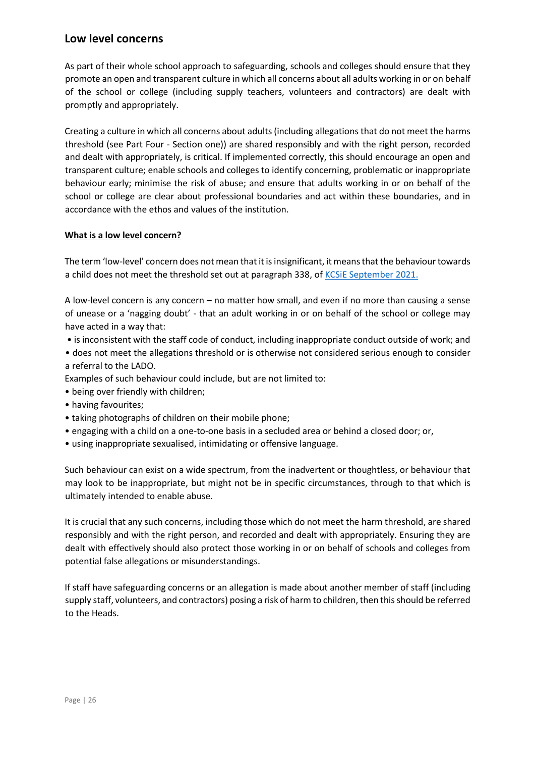## Low level concerns

As part of their whole school approach to safeguarding, schools and colleges should ensure that they promote an open and transparent culture in which all concerns about all adults working in or on behalf of the school or college (including supply teachers, volunteers and contractors) are dealt with promptly and appropriately.

Creating a culture in which all concerns about adults (including allegations that do not meet the harms threshold (see Part Four - Section one)) are shared responsibly and with the right person, recorded and dealt with appropriately, is critical. If implemented correctly, this should encourage an open and transparent culture; enable schools and colleges to identify concerning, problematic or inappropriate behaviour early; minimise the risk of abuse; and ensure that adults working in or on behalf of the school or college are clear about professional boundaries and act within these boundaries, and in accordance with the ethos and values of the institution.

**What is a low level concern?**

The term 'low-level' concern does not mean that it is insignificant, it means that the behaviour towards a child does not meet the threshold set out at paragraph 338, of [KCSiE September 2021.]()

A low-level concern is any concern – no matter how small, and even if no more than causing a sense of unease or a 'nagging doubt' - that an adult working in or on behalf of the school or college may have acted in a way that:

- is inconsistent with the staff code of conduct, including inappropriate conduct outside of work; and
- does not meet the allegations threshold or is otherwise not considered serious enough to consider a referral to the LADO.

Examples of such behaviour could include, but are not limited to:

- being over friendly with children;
- having favourites;
- taking photographs of children on their mobile phone;
- engaging with a child on a one-to-one basis in a secluded area or behind a closed door; or,
- using inappropriate sexualised, intimidating or offensive language.

Such behaviour can exist on a wide spectrum, from the inadvertent or thoughtless, or behaviour that may look to be inappropriate, but might not be in specific circumstances, through to that which is ultimately intended to enable abuse.

It is crucial that any such concerns, including those which do not meet the harm threshold, are shared responsibly and with the right person, and recorded and dealt with appropriately. Ensuring they are dealt with effectively should also protect those working in or on behalf of schools and colleges from potential false allegations or misunderstandings.

If staff have safeguarding concerns or an allegation is made about another member of staff (including supply staff, volunteers, and contractors) posing a risk of harm to children, then this should be referred to the Heads.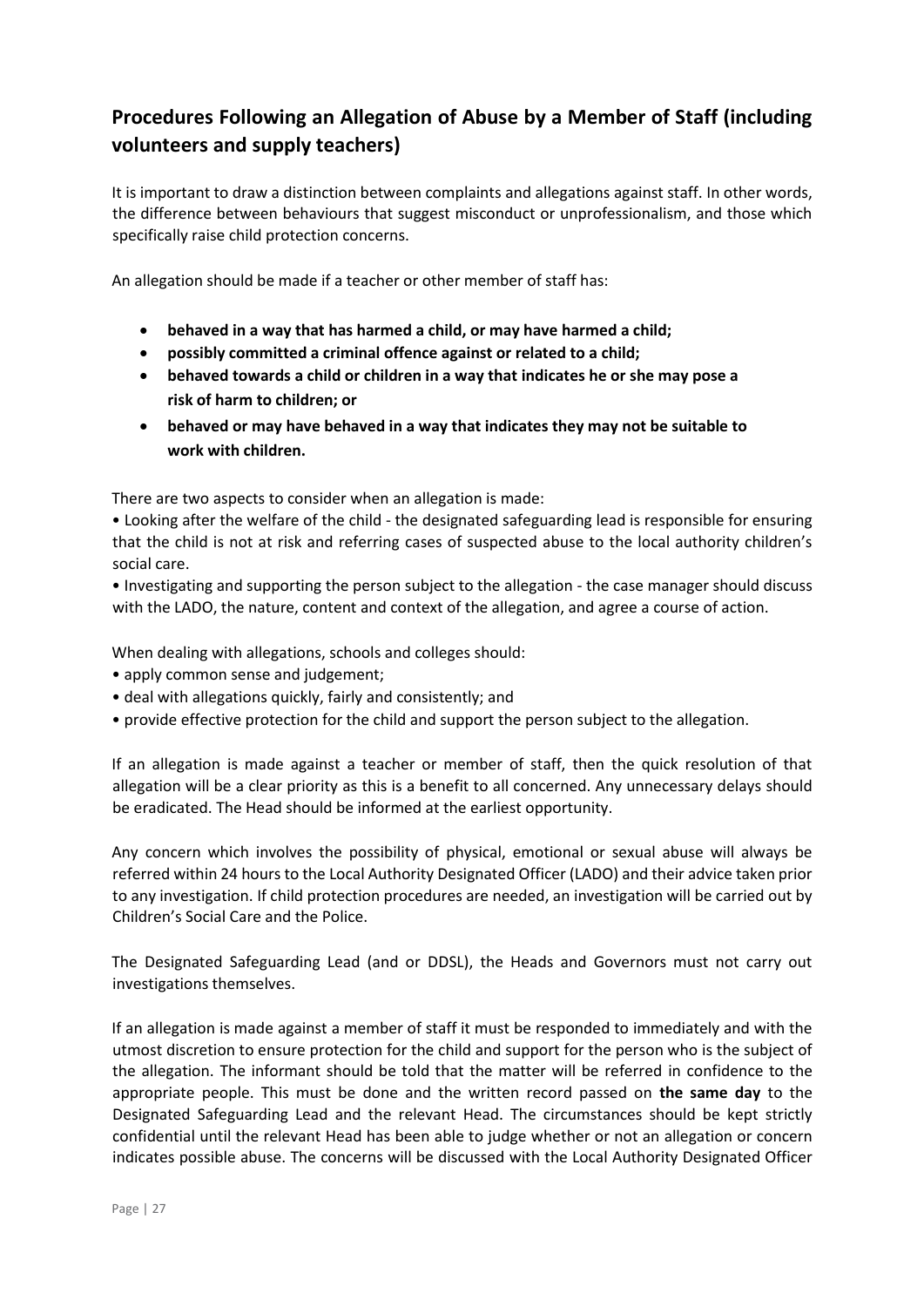## Procedures Following an Allegation of Abuse by a Member of Staff (including volunteers and supply teachers)

It is important to draw a distinction between complaints and allegations against staff. In other words, the difference between behaviours that suggest misconduct or unprofessionalism, and those which specifically raise child protection concerns.

An allegation should be made if a teacher or other member of staff has:

- **behaved in a way that has harmed a child, or may have harmed a child;**
- **possibly committed a criminal offence against or related to a child;**
- **behaved towards a child or children in a way that indicates he or she may pose a risk of harm to children; or**
- **behaved or may have behaved in a way that indicates they may not be suitable to work with children.**

There are two aspects to consider when an allegation is made:

• Looking after the welfare of the child - the designated safeguarding lead is responsible for ensuring that the child is not at risk and referring cases of suspected abuse to the local authority children's social care.

• Investigating and supporting the person subject to the allegation - the case manager should discuss with the LADO, the nature, content and context of the allegation, and agree a course of action.

When dealing with allegations, schools and colleges should:

• apply common sense and judgement;
• deal with allegations quickly, fairly and consistently; and
• provide effective protection for the child and support the person subject to the allegation.

If an allegation is made against a teacher or member of staff, then the quick resolution of that allegation will be a clear priority as this is a benefit to all concerned. Any unnecessary delays should be eradicated. The Head should be informed at the earliest opportunity.

Any concern which involves the possibility of physical, emotional or sexual abuse will always be referred within 24 hours to the Local Authority Designated Officer (LADO) and their advice taken prior to any investigation. If child protection procedures are needed, an investigation will be carried out by Children's Social Care and the Police.

The Designated Safeguarding Lead (and or DDSL), the Heads and Governors must not carry out investigations themselves.

If an allegation is made against a member of staff it must be responded to immediately and with the utmost discretion to ensure protection for the child and support for the person who is the subject of the allegation. The informant should be told that the matter will be referred in confidence to the appropriate people. This must be done and the written record passed on **the same day** to the Designated Safeguarding Lead and the relevant Head. The circumstances should be kept strictly confidential until the relevant Head has been able to judge whether or not an allegation or concern indicates possible abuse. The concerns will be discussed with the Local Authority Designated Officer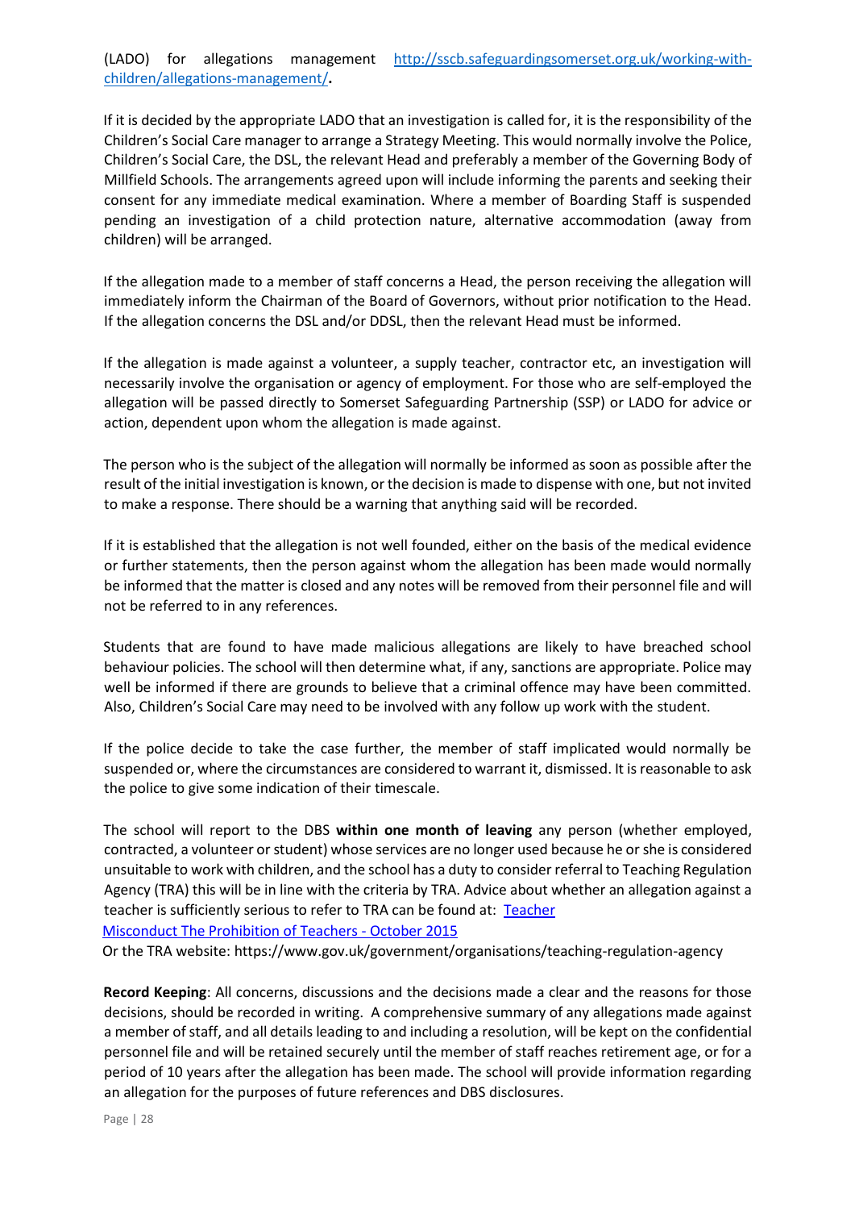(LADO) for allegations management [http://sscb.safeguardingsomerset.org.uk/working-with-children/allegations-management/](http://sscb.safeguardingsomerset.org.uk/working-with-children/allegations-management/).

If it is decided by the appropriate LADO that an investigation is called for, it is the responsibility of the Children's Social Care manager to arrange a Strategy Meeting. This would normally involve the Police, Children's Social Care, the DSL, the relevant Head and preferably a member of the Governing Body of Millfield Schools. The arrangements agreed upon will include informing the parents and seeking their consent for any immediate medical examination. Where a member of Boarding Staff is suspended pending an investigation of a child protection nature, alternative accommodation (away from children) will be arranged.

If the allegation made to a member of staff concerns a Head, the person receiving the allegation will immediately inform the Chairman of the Board of Governors, without prior notification to the Head. If the allegation concerns the DSL and/or DDSL, then the relevant Head must be informed.

If the allegation is made against a volunteer, a supply teacher, contractor etc, an investigation will necessarily involve the organisation or agency of employment. For those who are self-employed the allegation will be passed directly to Somerset Safeguarding Partnership (SSP) or LADO for advice or action, dependent upon whom the allegation is made against.

The person who is the subject of the allegation will normally be informed as soon as possible after the result of the initial investigation is known, or the decision is made to dispense with one, but not invited to make a response. There should be a warning that anything said will be recorded.

If it is established that the allegation is not well founded, either on the basis of the medical evidence or further statements, then the person against whom the allegation has been made would normally be informed that the matter is closed and any notes will be removed from their personnel file and will not be referred to in any references.

Students that are found to have made malicious allegations are likely to have breached school behaviour policies. The school will then determine what, if any, sanctions are appropriate. Police may well be informed if there are grounds to believe that a criminal offence may have been committed. Also, Children's Social Care may need to be involved with any follow up work with the student.

If the police decide to take the case further, the member of staff implicated would normally be suspended or, where the circumstances are considered to warrant it, dismissed. It is reasonable to ask the police to give some indication of their timescale.

The school will report to the DBS **within one month of leaving** any person (whether employed, contracted, a volunteer or student) whose services are no longer used because he or she is considered unsuitable to work with children, and the school has a duty to consider referral to Teaching Regulation Agency (TRA) this will be in line with the criteria by TRA. Advice about whether an allegation against a teacher is sufficiently serious to refer to TRA can be found at: Teacher Misconduct The Prohibition of Teachers - October 2015

Or the TRA website: https://www.gov.uk/government/organisations/teaching-regulation-agency

**Record Keeping**: All concerns, discussions and the decisions made a clear and the reasons for those decisions, should be recorded in writing. A comprehensive summary of any allegations made against a member of staff, and all details leading to and including a resolution, will be kept on the confidential personnel file and will be retained securely until the member of staff reaches retirement age, or for a period of 10 years after the allegation has been made. The school will provide information regarding an allegation for the purposes of future references and DBS disclosures.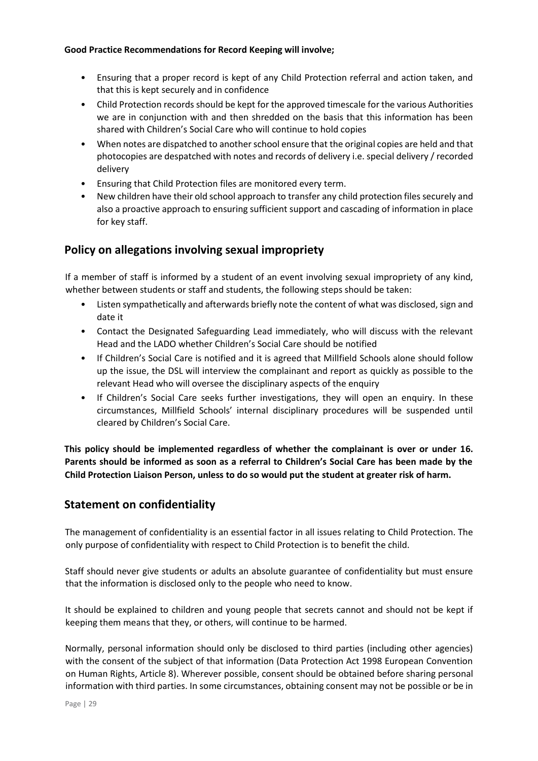**Good Practice Recommendations for Record Keeping will involve;**

- Ensuring that a proper record is kept of any Child Protection referral and action taken, and that this is kept securely and in confidence
- Child Protection records should be kept for the approved timescale for the various Authorities we are in conjunction with and then shredded on the basis that this information has been shared with Children's Social Care who will continue to hold copies
- When notes are dispatched to another school ensure that the original copies are held and that photocopies are despatched with notes and records of delivery i.e. special delivery / recorded delivery
- Ensuring that Child Protection files are monitored every term.
- New children have their old school approach to transfer any child protection files securely and also a proactive approach to ensuring sufficient support and cascading of information in place for key staff.

## Policy on allegations involving sexual impropriety

If a member of staff is informed by a student of an event involving sexual impropriety of any kind, whether between students or staff and students, the following steps should be taken:

- Listen sympathetically and afterwards briefly note the content of what was disclosed, sign and date it
- Contact the Designated Safeguarding Lead immediately, who will discuss with the relevant Head and the LADO whether Children's Social Care should be notified
- If Children's Social Care is notified and it is agreed that Millfield Schools alone should follow up the issue, the DSL will interview the complainant and report as quickly as possible to the relevant Head who will oversee the disciplinary aspects of the enquiry
- If Children's Social Care seeks further investigations, they will open an enquiry. In these circumstances, Millfield Schools' internal disciplinary procedures will be suspended until cleared by Children's Social Care.

**This policy should be implemented regardless of whether the complainant is over or under 16. Parents should be informed as soon as a referral to Children's Social Care has been made by the Child Protection Liaison Person, unless to do so would put the student at greater risk of harm.**

## Statement on confidentiality

The management of confidentiality is an essential factor in all issues relating to Child Protection. The only purpose of confidentiality with respect to Child Protection is to benefit the child.

Staff should never give students or adults an absolute guarantee of confidentiality but must ensure that the information is disclosed only to the people who need to know.

It should be explained to children and young people that secrets cannot and should not be kept if keeping them means that they, or others, will continue to be harmed.

Normally, personal information should only be disclosed to third parties (including other agencies) with the consent of the subject of that information (Data Protection Act 1998 European Convention on Human Rights, Article 8). Wherever possible, consent should be obtained before sharing personal information with third parties. In some circumstances, obtaining consent may not be possible or be in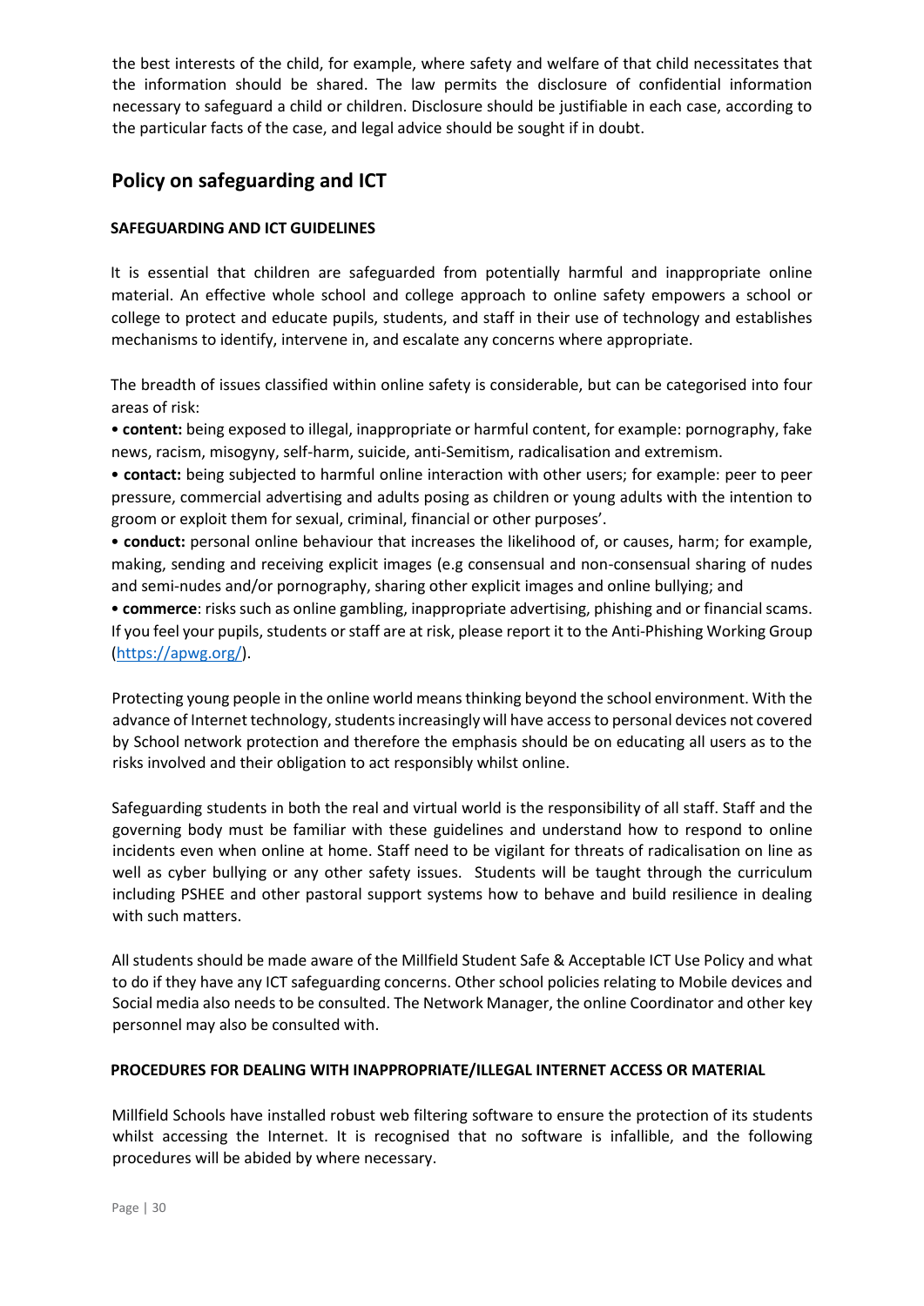the best interests of the child, for example, where safety and welfare of that child necessitates that the information should be shared. The law permits the disclosure of confidential information necessary to safeguard a child or children. Disclosure should be justifiable in each case, according to the particular facts of the case, and legal advice should be sought if in doubt.

## Policy on safeguarding and ICT

### SAFEGUARDING AND ICT GUIDELINES

It is essential that children are safeguarded from potentially harmful and inappropriate online material. An effective whole school and college approach to online safety empowers a school or college to protect and educate pupils, students, and staff in their use of technology and establishes mechanisms to identify, intervene in, and escalate any concerns where appropriate.

The breadth of issues classified within online safety is considerable, but can be categorised into four areas of risk:

• **content:** being exposed to illegal, inappropriate or harmful content, for example: pornography, fake news, racism, misogyny, self-harm, suicide, anti-Semitism, radicalisation and extremism.

• **contact:** being subjected to harmful online interaction with other users; for example: peer to peer pressure, commercial advertising and adults posing as children or young adults with the intention to groom or exploit them for sexual, criminal, financial or other purposes'.

• **conduct:** personal online behaviour that increases the likelihood of, or causes, harm; for example, making, sending and receiving explicit images (e.g consensual and non-consensual sharing of nudes and semi-nudes and/or pornography, sharing other explicit images and online bullying; and

• **commerce**: risks such as online gambling, inappropriate advertising, phishing and or financial scams. If you feel your pupils, students or staff are at risk, please report it to the Anti-Phishing Working Group (https://apwg.org/).

Protecting young people in the online world means thinking beyond the school environment. With the advance of Internet technology, students increasingly will have access to personal devices not covered by School network protection and therefore the emphasis should be on educating all users as to the risks involved and their obligation to act responsibly whilst online.

Safeguarding students in both the real and virtual world is the responsibility of all staff. Staff and the governing body must be familiar with these guidelines and understand how to respond to online incidents even when online at home. Staff need to be vigilant for threats of radicalisation on line as well as cyber bullying or any other safety issues. Students will be taught through the curriculum including PSHEE and other pastoral support systems how to behave and build resilience in dealing with such matters.

All students should be made aware of the Millfield Student Safe & Acceptable ICT Use Policy and what to do if they have any ICT safeguarding concerns. Other school policies relating to Mobile devices and Social media also needs to be consulted. The Network Manager, the online Coordinator and other key personnel may also be consulted with.

### PROCEDURES FOR DEALING WITH INAPPROPRIATE/ILLEGAL INTERNET ACCESS OR MATERIAL

Millfield Schools have installed robust web filtering software to ensure the protection of its students whilst accessing the Internet. It is recognised that no software is infallible, and the following procedures will be abided by where necessary.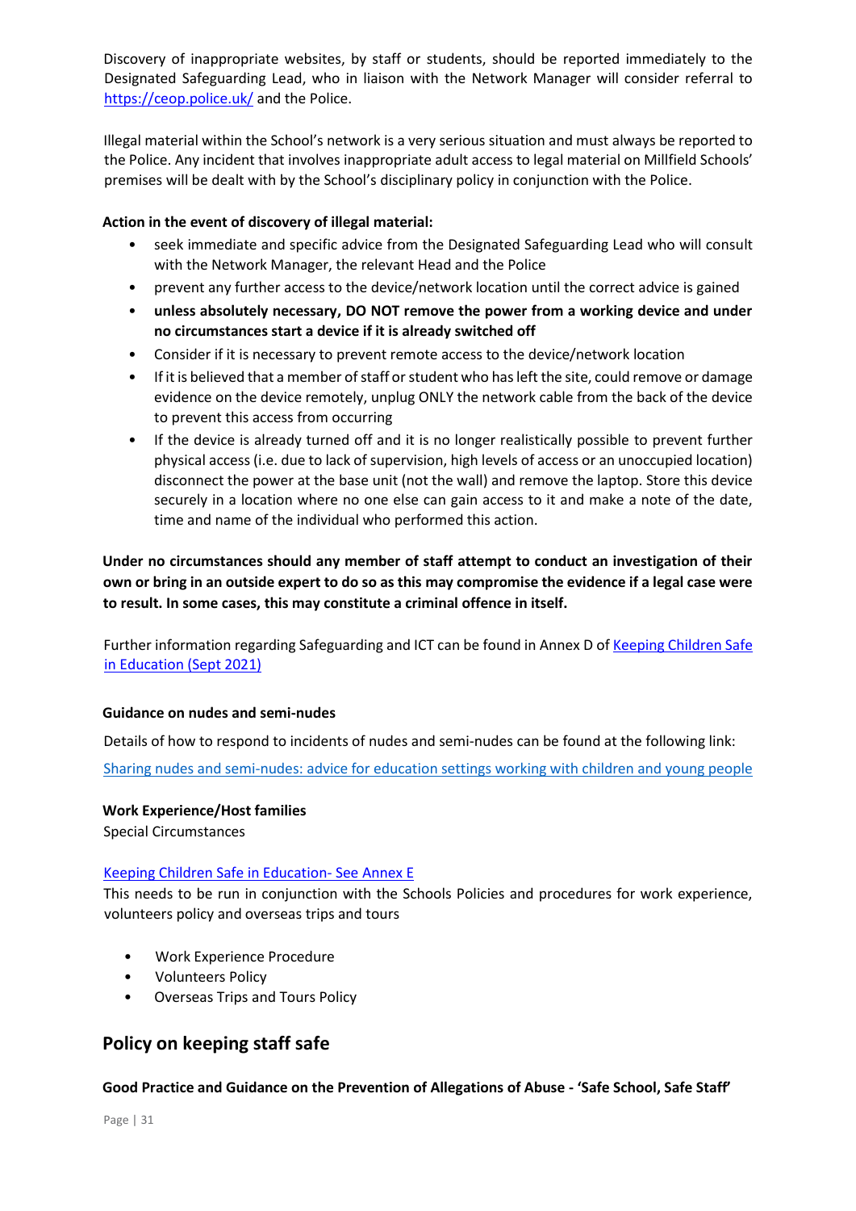Discovery of inappropriate websites, by staff or students, should be reported immediately to the Designated Safeguarding Lead, who in liaison with the Network Manager will consider referral to [https://ceop.police.uk/](https://ceop.police.uk/) and the Police.

Illegal material within the School's network is a very serious situation and must always be reported to the Police. Any incident that involves inappropriate adult access to legal material on Millfield Schools' premises will be dealt with by the School's disciplinary policy in conjunction with the Police.

**Action in the event of discovery of illegal material:**

- seek immediate and specific advice from the Designated Safeguarding Lead who will consult with the Network Manager, the relevant Head and the Police
- prevent any further access to the device/network location until the correct advice is gained
- **unless absolutely necessary, DO NOT remove the power from a working device and under no circumstances start a device if it is already switched off**
- Consider if it is necessary to prevent remote access to the device/network location
- If it is believed that a member of staff or student who has left the site, could remove or damage evidence on the device remotely, unplug ONLY the network cable from the back of the device to prevent this access from occurring
- If the device is already turned off and it is no longer realistically possible to prevent further physical access (i.e. due to lack of supervision, high levels of access or an unoccupied location) disconnect the power at the base unit (not the wall) and remove the laptop. Store this device securely in a location where no one else can gain access to it and make a note of the date, time and name of the individual who performed this action.

**Under no circumstances should any member of staff attempt to conduct an investigation of their own or bring in an outside expert to do so as this may compromise the evidence if a legal case were to result. In some cases, this may constitute a criminal offence in itself.**

Further information regarding Safeguarding and ICT can be found in Annex D of Keeping Children Safe in Education (Sept 2021)

**Guidance on nudes and semi-nudes**

Details of how to respond to incidents of nudes and semi-nudes can be found at the following link:

Sharing nudes and semi-nudes: advice for education settings working with children and young people

**Work Experience/Host families**

Special Circumstances

Keeping Children Safe in Education- See Annex E

This needs to be run in conjunction with the Schools Policies and procedures for work experience, volunteers policy and overseas trips and tours

- Work Experience Procedure
- Volunteers Policy
- Overseas Trips and Tours Policy

## Policy on keeping staff safe

**Good Practice and Guidance on the Prevention of Allegations of Abuse - 'Safe School, Safe Staff'**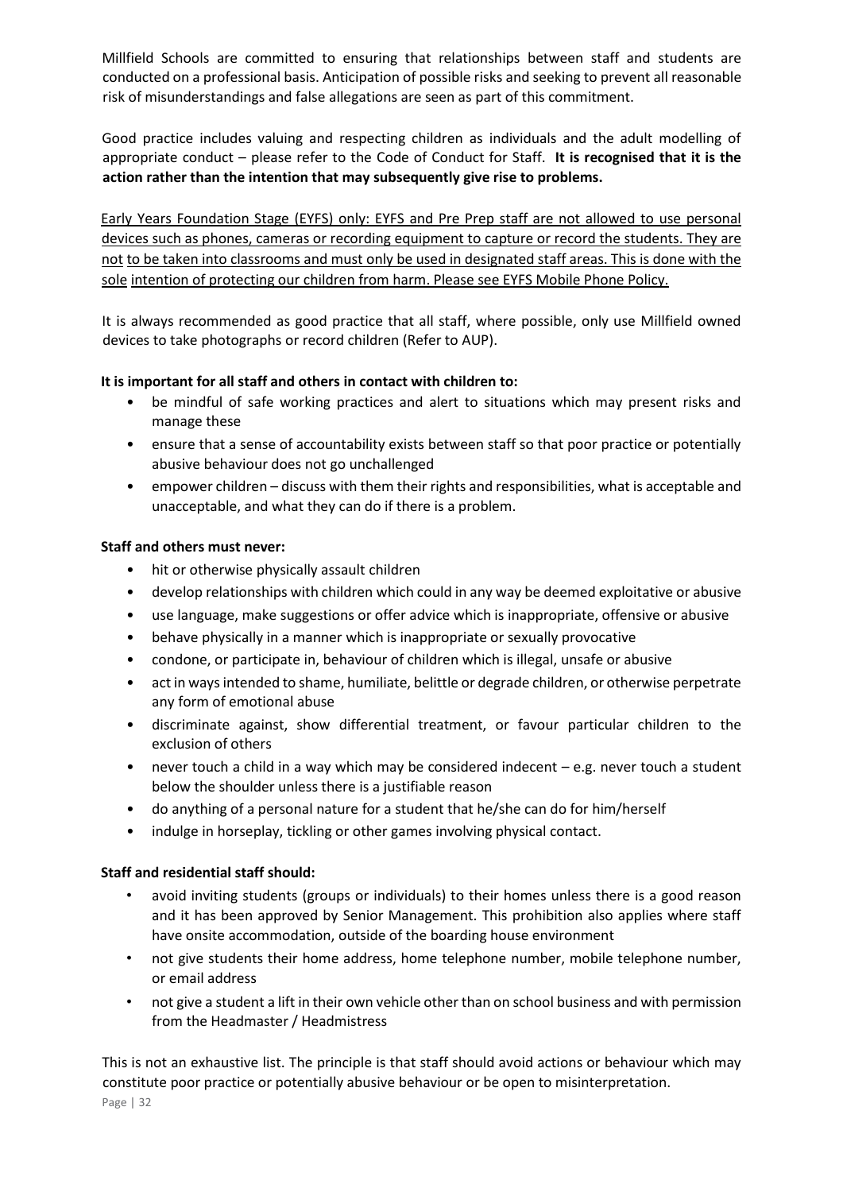Millfield Schools are committed to ensuring that relationships between staff and students are conducted on a professional basis. Anticipation of possible risks and seeking to prevent all reasonable risk of misunderstandings and false allegations are seen as part of this commitment.

Good practice includes valuing and respecting children as individuals and the adult modelling of appropriate conduct – please refer to the Code of Conduct for Staff. **It is recognised that it is the action rather than the intention that may subsequently give rise to problems.**

<u>Early Years Foundation Stage (EYFS) only: EYFS and Pre Prep staff are not allowed to use personal devices such as phones, cameras or recording equipment to capture or record the students. They are not to be taken into classrooms and must only be used in designated staff areas. This is done with the sole intention of protecting our children from harm. Please see EYFS Mobile Phone Policy.</u>

It is always recommended as good practice that all staff, where possible, only use Millfield owned devices to take photographs or record children (Refer to AUP).

**It is important for all staff and others in contact with children to:**

- be mindful of safe working practices and alert to situations which may present risks and manage these
- ensure that a sense of accountability exists between staff so that poor practice or potentially abusive behaviour does not go unchallenged
- empower children – discuss with them their rights and responsibilities, what is acceptable and unacceptable, and what they can do if there is a problem.

**Staff and others must never:**

- hit or otherwise physically assault children
- develop relationships with children which could in any way be deemed exploitative or abusive
- use language, make suggestions or offer advice which is inappropriate, offensive or abusive
- behave physically in a manner which is inappropriate or sexually provocative
- condone, or participate in, behaviour of children which is illegal, unsafe or abusive
- act in ways intended to shame, humiliate, belittle or degrade children, or otherwise perpetrate any form of emotional abuse
- discriminate against, show differential treatment, or favour particular children to the exclusion of others
- never touch a child in a way which may be considered indecent – e.g. never touch a student below the shoulder unless there is a justifiable reason
- do anything of a personal nature for a student that he/she can do for him/herself
- indulge in horseplay, tickling or other games involving physical contact.

**Staff and residential staff should:**

- avoid inviting students (groups or individuals) to their homes unless there is a good reason and it has been approved by Senior Management. This prohibition also applies where staff have onsite accommodation, outside of the boarding house environment
- not give students their home address, home telephone number, mobile telephone number, or email address
- not give a student a lift in their own vehicle other than on school business and with permission from the Headmaster / Headmistress

This is not an exhaustive list. The principle is that staff should avoid actions or behaviour which may constitute poor practice or potentially abusive behaviour or be open to misinterpretation.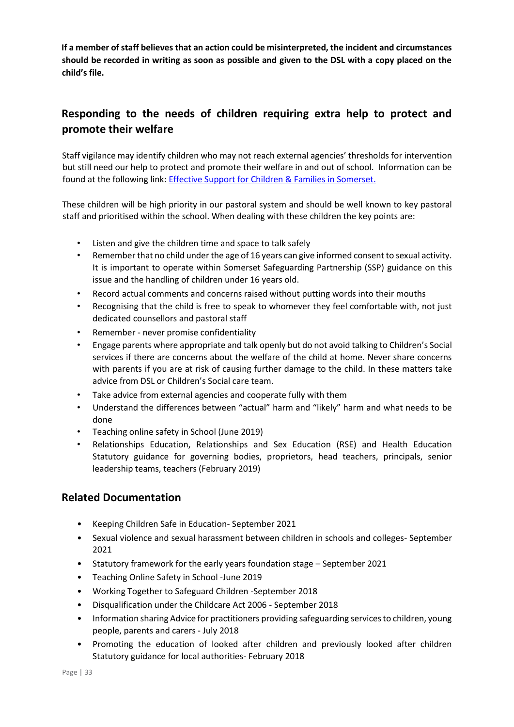**If a member of staff believes that an action could be misinterpreted, the incident and circumstances should be recorded in writing as soon as possible and given to the DSL with a copy placed on the child's file.**

## Responding to the needs of children requiring extra help to protect and promote their welfare

Staff vigilance may identify children who may not reach external agencies' thresholds for intervention but still need our help to protect and promote their welfare in and out of school. Information can be found at the following link: [Effective Support for Children & Families in Somerset.]()

These children will be high priority in our pastoral system and should be well known to key pastoral staff and prioritised within the school. When dealing with these children the key points are:

- Listen and give the children time and space to talk safely
- Remember that no child under the age of 16 years can give informed consent to sexual activity. It is important to operate within Somerset Safeguarding Partnership (SSP) guidance on this issue and the handling of children under 16 years old.
- Record actual comments and concerns raised without putting words into their mouths
- Recognising that the child is free to speak to whomever they feel comfortable with, not just dedicated counsellors and pastoral staff
- Remember - never promise confidentiality
- Engage parents where appropriate and talk openly but do not avoid talking to Children's Social services if there are concerns about the welfare of the child at home. Never share concerns with parents if you are at risk of causing further damage to the child. In these matters take advice from DSL or Children's Social care team.
- Take advice from external agencies and cooperate fully with them
- Understand the differences between "actual" harm and "likely" harm and what needs to be done
- Teaching online safety in School (June 2019)
- Relationships Education, Relationships and Sex Education (RSE) and Health Education Statutory guidance for governing bodies, proprietors, head teachers, principals, senior leadership teams, teachers (February 2019)

## Related Documentation

- Keeping Children Safe in Education- September 2021
- Sexual violence and sexual harassment between children in schools and colleges- September 2021
- Statutory framework for the early years foundation stage – September 2021
- Teaching Online Safety in School -June 2019
- Working Together to Safeguard Children -September 2018
- Disqualification under the Childcare Act 2006 - September 2018
- Information sharing Advice for practitioners providing safeguarding services to children, young people, parents and carers - July 2018
- Promoting the education of looked after children and previously looked after children Statutory guidance for local authorities- February 2018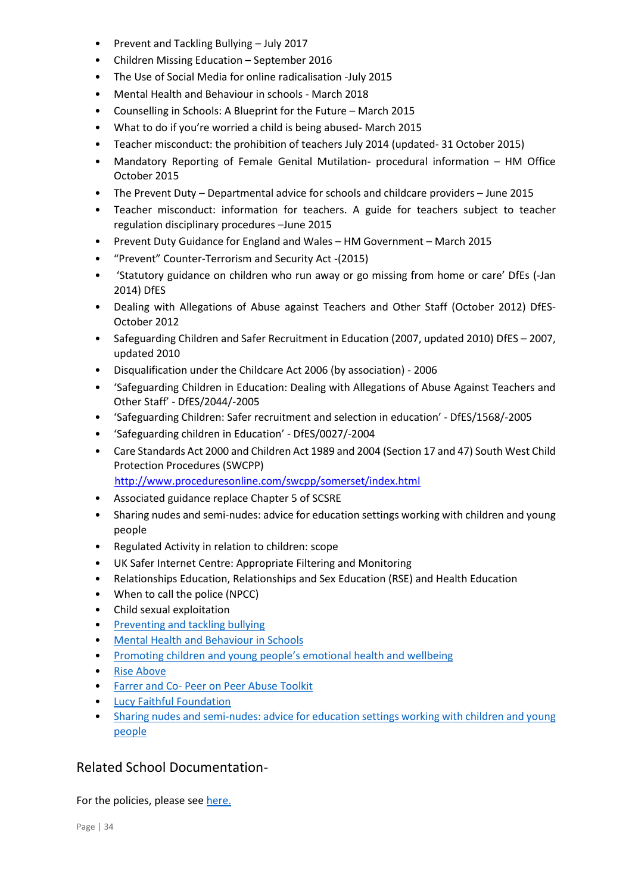- Prevent and Tackling Bullying – July 2017
- Children Missing Education – September 2016
- The Use of Social Media for online radicalisation -July 2015
- Mental Health and Behaviour in schools - March 2018
- Counselling in Schools: A Blueprint for the Future – March 2015
- What to do if you're worried a child is being abused- March 2015
- Teacher misconduct: the prohibition of teachers July 2014 (updated- 31 October 2015)
- Mandatory Reporting of Female Genital Mutilation- procedural information – HM Office October 2015
- The Prevent Duty – Departmental advice for schools and childcare providers – June 2015
- Teacher misconduct: information for teachers. A guide for teachers subject to teacher regulation disciplinary procedures –June 2015
- Prevent Duty Guidance for England and Wales – HM Government – March 2015
- "Prevent" Counter-Terrorism and Security Act -(2015)
- 'Statutory guidance on children who run away or go missing from home or care' DfEs (-Jan 2014) DfES
- Dealing with Allegations of Abuse against Teachers and Other Staff (October 2012) DfES- October 2012
- Safeguarding Children and Safer Recruitment in Education (2007, updated 2010) DfES – 2007, updated 2010
- Disqualification under the Childcare Act 2006 (by association) - 2006
- 'Safeguarding Children in Education: Dealing with Allegations of Abuse Against Teachers and Other Staff' - DfES/2044/-2005
- 'Safeguarding Children: Safer recruitment and selection in education' - DfES/1568/-2005
- 'Safeguarding children in Education' - DfES/0027/-2004
- Care Standards Act 2000 and Children Act 1989 and 2004 (Section 17 and 47) South West Child Protection Procedures (SWCPP) [http://www.proceduresonline.com/swcpp/somerset/index.html](http://www.proceduresonline.com/swcpp/somerset/index.html)
- Associated guidance replace Chapter 5 of SCSRE
- Sharing nudes and semi-nudes: advice for education settings working with children and young people
- Regulated Activity in relation to children: scope
- UK Safer Internet Centre: Appropriate Filtering and Monitoring
- Relationships Education, Relationships and Sex Education (RSE) and Health Education
- When to call the police (NPCC)
- Child sexual exploitation
- Preventing and tackling bullying
- Mental Health and Behaviour in Schools
- Promoting children and young people's emotional health and wellbeing
- Rise Above
- Farrer and Co- Peer on Peer Abuse Toolkit
- Lucy Faithful Foundation
- Sharing nudes and semi-nudes: advice for education settings working with children and young people

## Related School Documentation-

For the policies, please see here.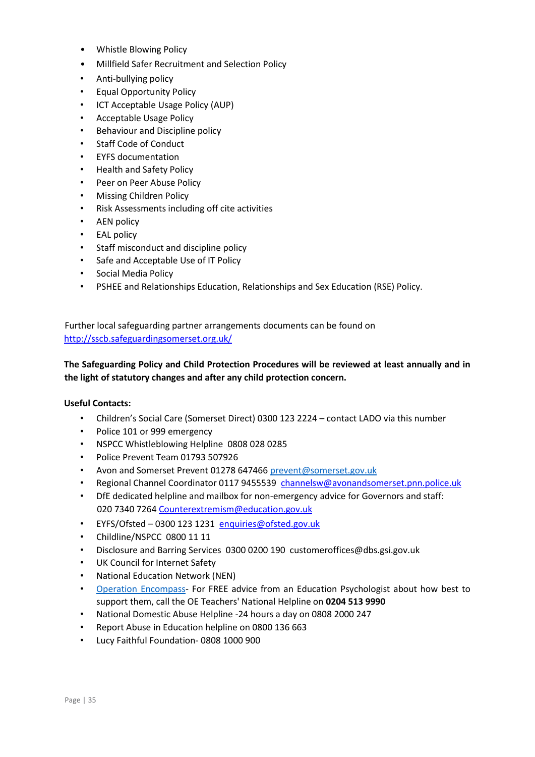- Whistle Blowing Policy
- Millfield Safer Recruitment and Selection Policy
- Anti-bullying policy
- Equal Opportunity Policy
- ICT Acceptable Usage Policy (AUP)
- Acceptable Usage Policy
- Behaviour and Discipline policy
- Staff Code of Conduct
- EYFS documentation
- Health and Safety Policy
- Peer on Peer Abuse Policy
- Missing Children Policy
- Risk Assessments including off cite activities
- AEN policy
- EAL policy
- Staff misconduct and discipline policy
- Safe and Acceptable Use of IT Policy
- Social Media Policy
- PSHEE and Relationships Education, Relationships and Sex Education (RSE) Policy.

Further local safeguarding partner arrangements documents can be found on [http://sscb.safeguardingsomerset.org.uk/](http://sscb.safeguardingsomerset.org.uk/)

**The Safeguarding Policy and Child Protection Procedures will be reviewed at least annually and in the light of statutory changes and after any child protection concern.**

**Useful Contacts:**

- Children's Social Care (Somerset Direct) 0300 123 2224 – contact LADO via this number
- Police 101 or 999 emergency
- NSPCC Whistleblowing Helpline 0808 028 0285
- Police Prevent Team 01793 507926
- Avon and Somerset Prevent 01278 647466 prevent@somerset.gov.uk
- Regional Channel Coordinator 0117 9455539 channelsw@avonandsomerset.pnn.police.uk
- DfE dedicated helpline and mailbox for non-emergency advice for Governors and staff: 020 7340 7264 Counterextremism@education.gov.uk
- EYFS/Ofsted – 0300 123 1231 enquiries@ofsted.gov.uk
- Childline/NSPCC 0800 11 11
- Disclosure and Barring Services 0300 0200 190 customeroffices@dbs.gsi.gov.uk
- UK Council for Internet Safety
- National Education Network (NEN)
- Operation Encompass- For FREE advice from an Education Psychologist about how best to support them, call the OE Teachers' National Helpline on **0204 513 9990**
- National Domestic Abuse Helpline -24 hours a day on 0808 2000 247
- Report Abuse in Education helpline on 0800 136 663
- Lucy Faithful Foundation- 0808 1000 900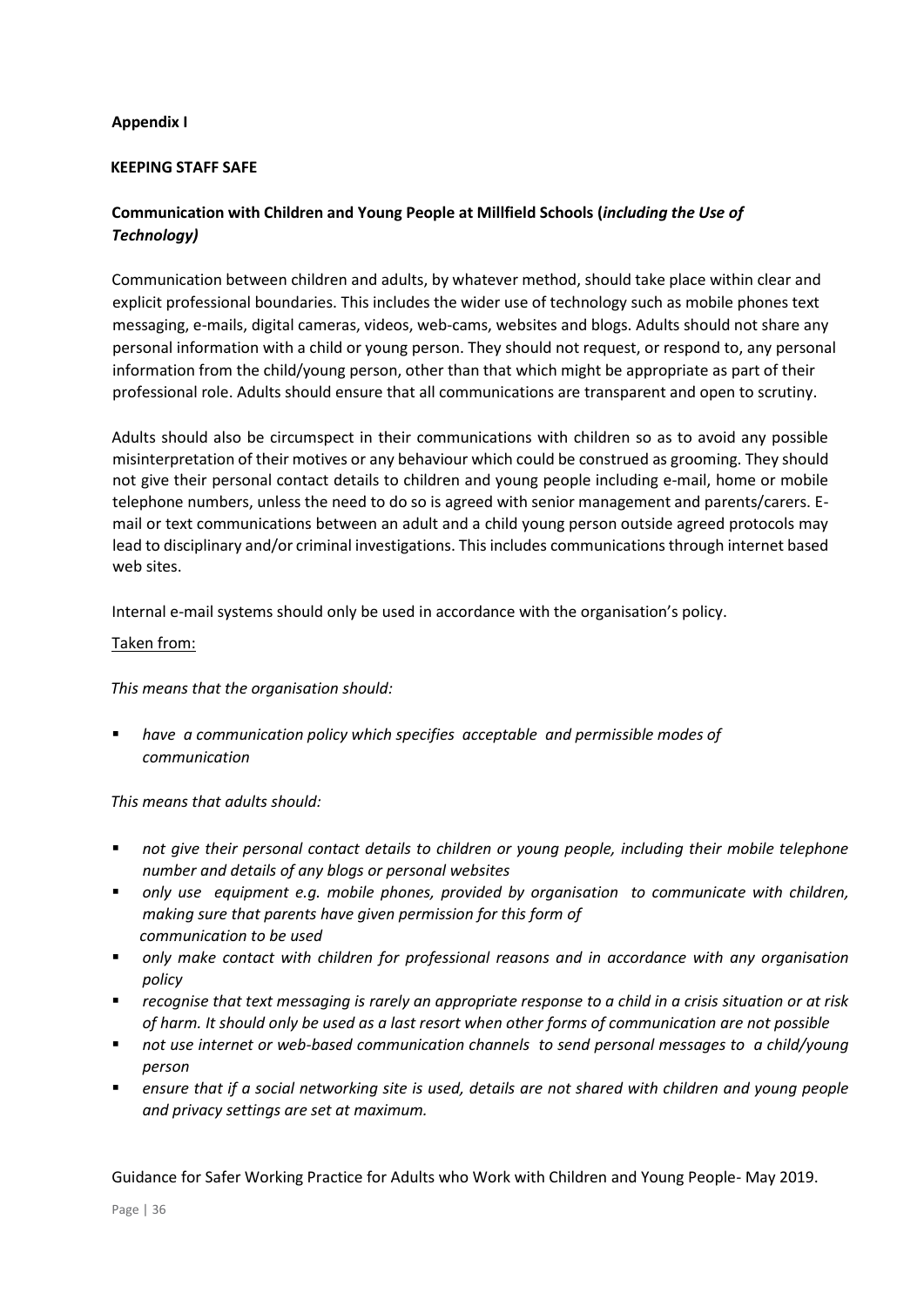**Appendix I**

**KEEPING STAFF SAFE**

**Communication with Children and Young People at Millfield Schools (*including the Use of Technology)***

Communication between children and adults, by whatever method, should take place within clear and explicit professional boundaries. This includes the wider use of technology such as mobile phones text messaging, e-mails, digital cameras, videos, web-cams, websites and blogs. Adults should not share any personal information with a child or young person. They should not request, or respond to, any personal information from the child/young person, other than that which might be appropriate as part of their professional role. Adults should ensure that all communications are transparent and open to scrutiny.

Adults should also be circumspect in their communications with children so as to avoid any possible misinterpretation of their motives or any behaviour which could be construed as grooming. They should not give their personal contact details to children and young people including e-mail, home or mobile telephone numbers, unless the need to do so is agreed with senior management and parents/carers. E-mail or text communications between an adult and a child young person outside agreed protocols may lead to disciplinary and/or criminal investigations. This includes communications through internet based web sites.

Internal e-mail systems should only be used in accordance with the organisation's policy.

Taken from:

*This means that the organisation should:*

- *have a communication policy which specifies acceptable and permissible modes of communication*

*This means that adults should:*

- *not give their personal contact details to children or young people, including their mobile telephone number and details of any blogs or personal websites*
- *only use equipment e.g. mobile phones, provided by organisation to communicate with children, making sure that parents have given permission for this form of communication to be used*
- *only make contact with children for professional reasons and in accordance with any organisation policy*
- *recognise that text messaging is rarely an appropriate response to a child in a crisis situation or at risk of harm. It should only be used as a last resort when other forms of communication are not possible*
- *not use internet or web-based communication channels to send personal messages to a child/young person*
- *ensure that if a social networking site is used, details are not shared with children and young people and privacy settings are set at maximum.*

Guidance for Safer Working Practice for Adults who Work with Children and Young People- May 2019.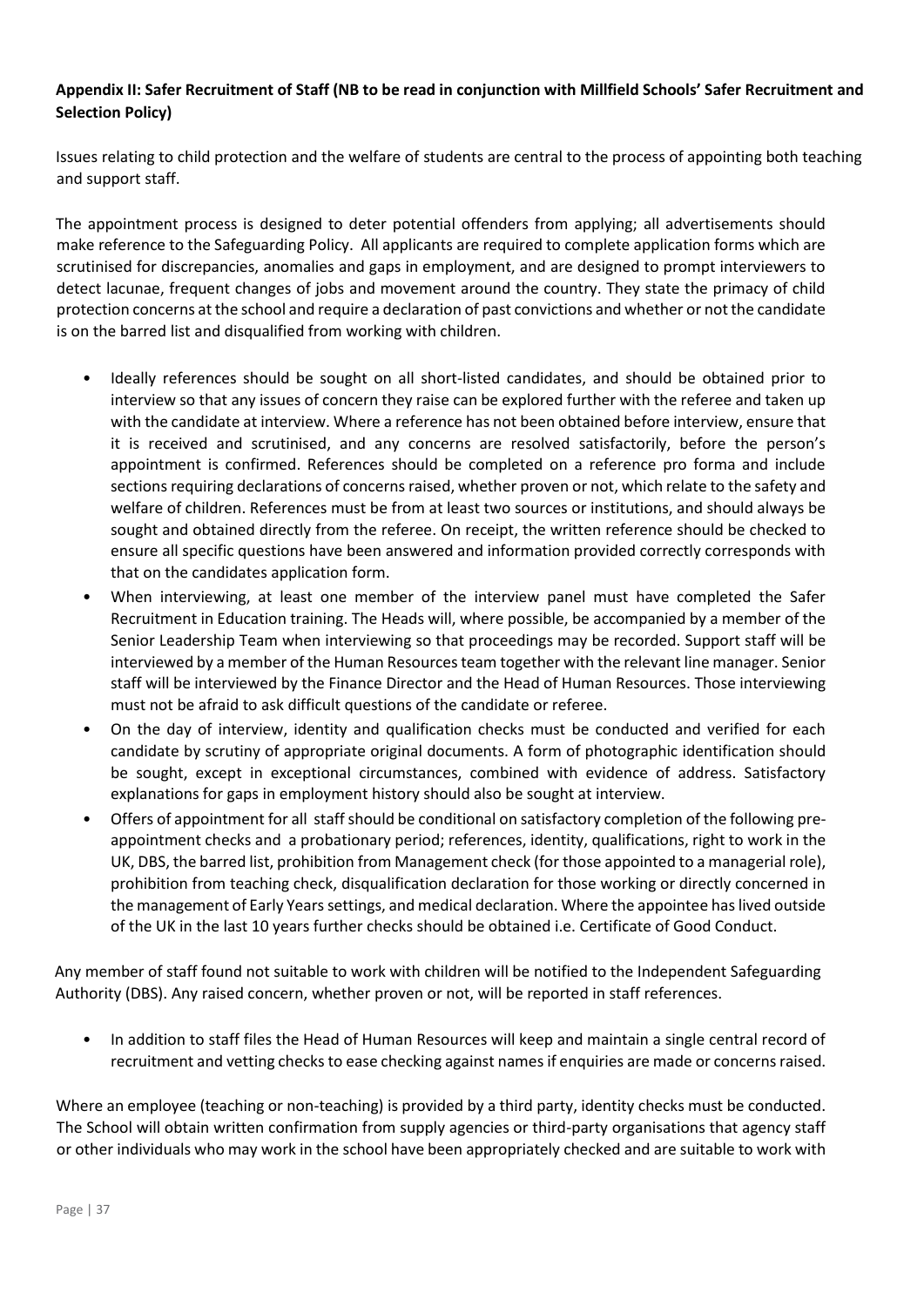**Appendix II: Safer Recruitment of Staff (NB to be read in conjunction with Millfield Schools' Safer Recruitment and Selection Policy)**

Issues relating to child protection and the welfare of students are central to the process of appointing both teaching and support staff.

The appointment process is designed to deter potential offenders from applying; all advertisements should make reference to the Safeguarding Policy. All applicants are required to complete application forms which are scrutinised for discrepancies, anomalies and gaps in employment, and are designed to prompt interviewers to detect lacunae, frequent changes of jobs and movement around the country. They state the primacy of child protection concerns at the school and require a declaration of past convictions and whether or not the candidate is on the barred list and disqualified from working with children.

- Ideally references should be sought on all short-listed candidates, and should be obtained prior to interview so that any issues of concern they raise can be explored further with the referee and taken up with the candidate at interview. Where a reference has not been obtained before interview, ensure that it is received and scrutinised, and any concerns are resolved satisfactorily, before the person's appointment is confirmed. References should be completed on a reference pro forma and include sections requiring declarations of concerns raised, whether proven or not, which relate to the safety and welfare of children. References must be from at least two sources or institutions, and should always be sought and obtained directly from the referee. On receipt, the written reference should be checked to ensure all specific questions have been answered and information provided correctly corresponds with that on the candidates application form.
- When interviewing, at least one member of the interview panel must have completed the Safer Recruitment in Education training. The Heads will, where possible, be accompanied by a member of the Senior Leadership Team when interviewing so that proceedings may be recorded. Support staff will be interviewed by a member of the Human Resources team together with the relevant line manager. Senior staff will be interviewed by the Finance Director and the Head of Human Resources. Those interviewing must not be afraid to ask difficult questions of the candidate or referee.
- On the day of interview, identity and qualification checks must be conducted and verified for each candidate by scrutiny of appropriate original documents. A form of photographic identification should be sought, except in exceptional circumstances, combined with evidence of address. Satisfactory explanations for gaps in employment history should also be sought at interview.
- Offers of appointment for all staff should be conditional on satisfactory completion of the following pre-appointment checks and a probationary period; references, identity, qualifications, right to work in the UK, DBS, the barred list, prohibition from Management check (for those appointed to a managerial role), prohibition from teaching check, disqualification declaration for those working or directly concerned in the management of Early Years settings, and medical declaration. Where the appointee has lived outside of the UK in the last 10 years further checks should be obtained i.e. Certificate of Good Conduct.

Any member of staff found not suitable to work with children will be notified to the Independent Safeguarding Authority (DBS). Any raised concern, whether proven or not, will be reported in staff references.

- In addition to staff files the Head of Human Resources will keep and maintain a single central record of recruitment and vetting checks to ease checking against names if enquiries are made or concerns raised.

Where an employee (teaching or non-teaching) is provided by a third party, identity checks must be conducted. The School will obtain written confirmation from supply agencies or third-party organisations that agency staff or other individuals who may work in the school have been appropriately checked and are suitable to work with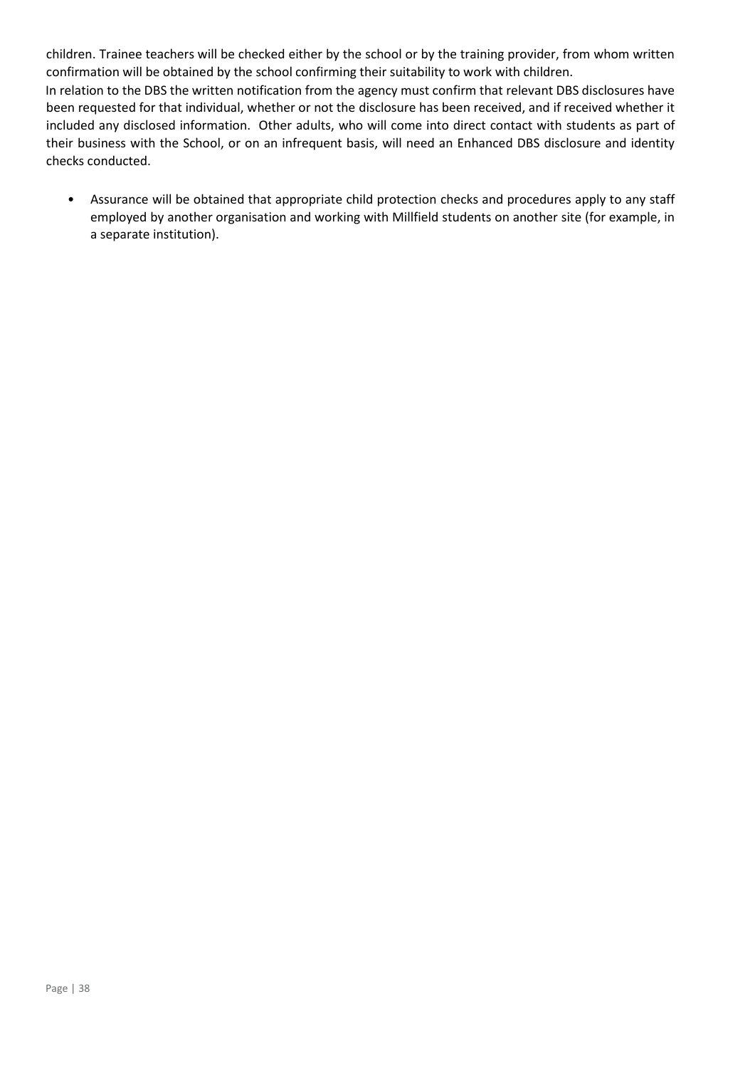children. Trainee teachers will be checked either by the school or by the training provider, from whom written confirmation will be obtained by the school confirming their suitability to work with children.

In relation to the DBS the written notification from the agency must confirm that relevant DBS disclosures have been requested for that individual, whether or not the disclosure has been received, and if received whether it included any disclosed information. Other adults, who will come into direct contact with students as part of their business with the School, or on an infrequent basis, will need an Enhanced DBS disclosure and identity checks conducted.

- Assurance will be obtained that appropriate child protection checks and procedures apply to any staff employed by another organisation and working with Millfield students on another site (for example, in a separate institution).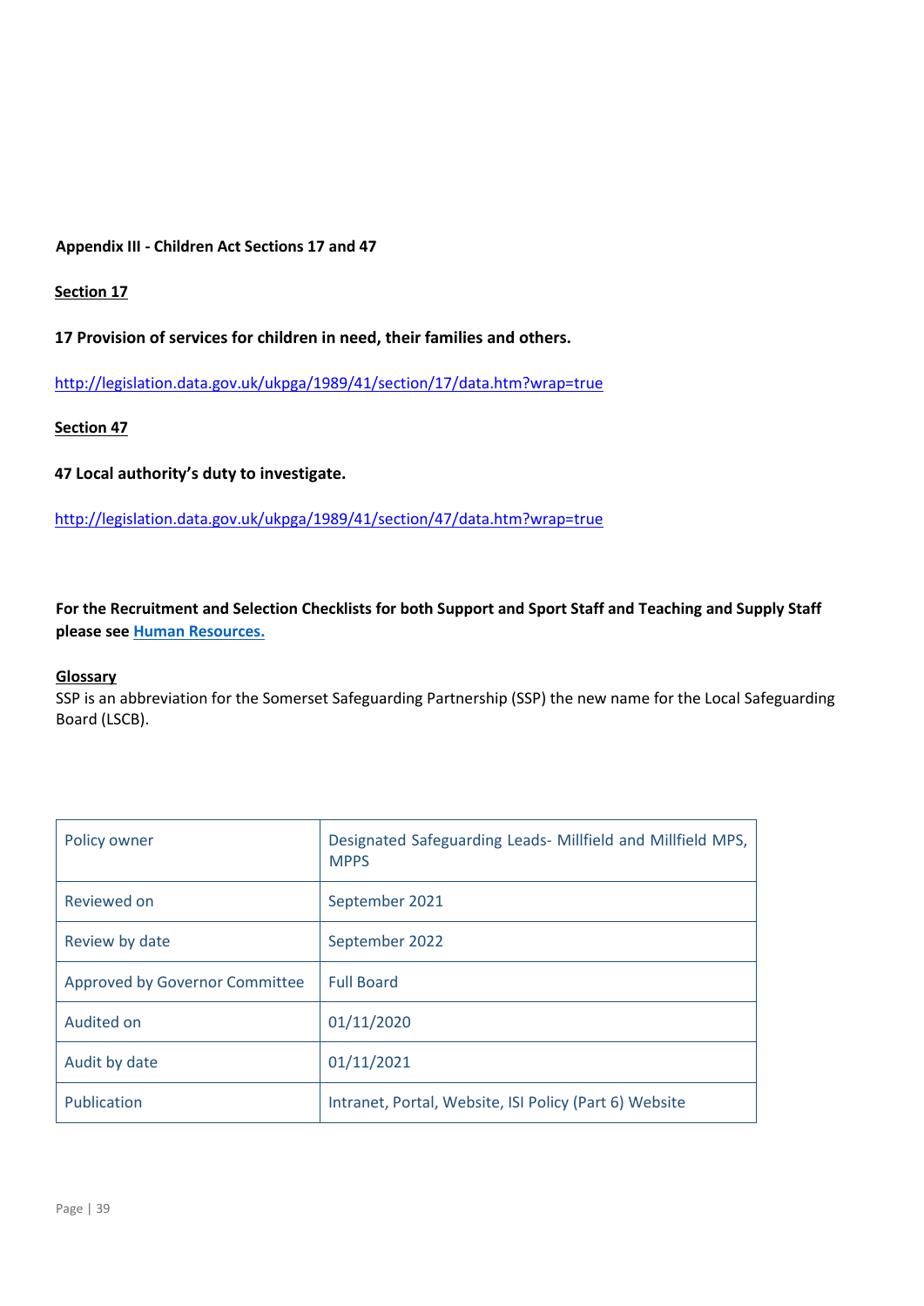**Appendix III - Children Act Sections 17 and 47**

**Section 17**

**17 Provision of services for children in need, their families and others.**

http://legislation.data.gov.uk/ukpga/1989/41/section/17/data.htm?wrap=true

**Section 47**

**47 Local authority's duty to investigate.**

http://legislation.data.gov.uk/ukpga/1989/41/section/47/data.htm?wrap=true

**For the Recruitment and Selection Checklists for both Support and Sport Staff and Teaching and Supply Staff please see Human Resources.**

**Glossary**

SSP is an abbreviation for the Somerset Safeguarding Partnership (SSP) the new name for the Local Safeguarding Board (LSCB).

| | |
|---|---|
| Policy owner | Designated Safeguarding Leads- Millfield and Millfield MPS, MPPS |
| Reviewed on | September 2021 |
| Review by date | September 2022 |
| Approved by Governor Committee | Full Board |
| Audited on | 01/11/2020 |
| Audit by date | 01/11/2021 |
| Publication | Intranet, Portal, Website, ISI Policy (Part 6) Website |